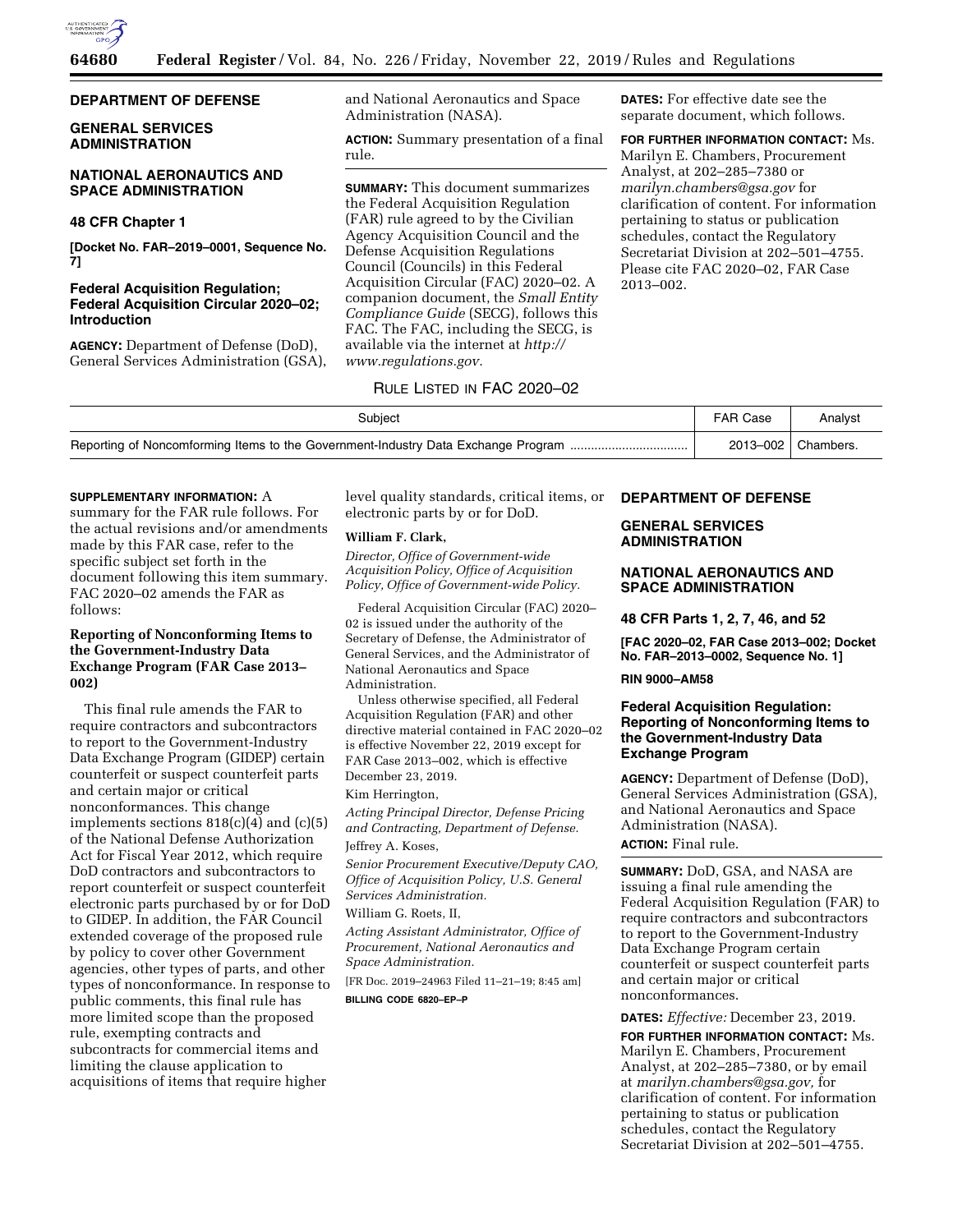**DEPARTMENT OF DEFENSE**

**GENERAL SERVICES ADMINISTRATION**

**NATIONAL AERONAUTICS AND SPACE ADMINISTRATION**

**48 CFR Chapter 1**

**[Docket No. FAR–2019–0001, Sequence No. 7]**

## Federal Acquisition Regulation; Federal Acquisition Circular 2020–02; Introduction

**AGENCY:** Department of Defense (DoD), General Services Administration (GSA), and National Aeronautics and Space Administration (NASA).

**ACTION:** Summary presentation of a final rule.

**SUMMARY:** This document summarizes the Federal Acquisition Regulation (FAR) rule agreed to by the Civilian Agency Acquisition Council and the Defense Acquisition Regulations Council (Councils) in this Federal Acquisition Circular (FAC) 2020–02. A companion document, the *Small Entity Compliance Guide* (SECG), follows this FAC. The FAC, including the SECG, is available via the internet at *http://www.regulations.gov.*

**DATES:** For effective date see the separate document, which follows.

**FOR FURTHER INFORMATION CONTACT:** Ms. Marilyn E. Chambers, Procurement Analyst, at 202–285–7380 or *marilyn.chambers@gsa.gov* for clarification of content. For information pertaining to status or publication schedules, contact the Regulatory Secretariat Division at 202–501–4755. Please cite FAC 2020–02, FAR Case 2013–002.

RULE LISTED IN FAC 2020–02

| Subject | FAR Case | Analyst |
| --- | --- | --- |
| Reporting of Noncomforming Items to the Government-Industry Data Exchange Program | 2013–002 | Chambers. |

**SUPPLEMENTARY INFORMATION:** A summary for the FAR rule follows. For the actual revisions and/or amendments made by this FAR case, refer to the specific subject set forth in the document following this item summary. FAC 2020–02 amends the FAR as follows:

### Reporting of Nonconforming Items to the Government-Industry Data Exchange Program (FAR Case 2013–002)

This final rule amends the FAR to require contractors and subcontractors to report to the Government-Industry Data Exchange Program (GIDEP) certain counterfeit or suspect counterfeit parts and certain major or critical nonconformances. This change implements sections 818(c)(4) and (c)(5) of the National Defense Authorization Act for Fiscal Year 2012, which require DoD contractors and subcontractors to report counterfeit or suspect counterfeit electronic parts purchased by or for DoD to GIDEP. In addition, the FAR Council extended coverage of the proposed rule by policy to cover other Government agencies, other types of parts, and other types of nonconformance. In response to public comments, this final rule has more limited scope than the proposed rule, exempting contracts and subcontracts for commercial items and limiting the clause application to acquisitions of items that require higher level quality standards, critical items, or electronic parts by or for DoD.

**William F. Clark,**

*Director, Office of Government-wide Acquisition Policy, Office of Acquisition Policy, Office of Government-wide Policy.*

Federal Acquisition Circular (FAC) 2020–02 is issued under the authority of the Secretary of Defense, the Administrator of General Services, and the Administrator of National Aeronautics and Space Administration.

Unless otherwise specified, all Federal Acquisition Regulation (FAR) and other directive material contained in FAC 2020–02 is effective November 22, 2019 except for FAR Case 2013–002, which is effective December 23, 2019.

Kim Herrington,

*Acting Principal Director, Defense Pricing and Contracting, Department of Defense.*

Jeffrey A. Koses,

*Senior Procurement Executive/Deputy CAO, Office of Acquisition Policy, U.S. General Services Administration.*

William G. Roets, II,

*Acting Assistant Administrator, Office of Procurement, National Aeronautics and Space Administration.*

[FR Doc. 2019–24963 Filed 11–21–19; 8:45 am]

**BILLING CODE 6820–EP–P**

**DEPARTMENT OF DEFENSE**

**GENERAL SERVICES ADMINISTRATION**

**NATIONAL AERONAUTICS AND SPACE ADMINISTRATION**

**48 CFR Parts 1, 2, 7, 46, and 52**

**[FAC 2020–02, FAR Case 2013–002; Docket No. FAR–2013–0002, Sequence No. 1]**

**RIN 9000–AM58**

## Federal Acquisition Regulation: Reporting of Nonconforming Items to the Government-Industry Data Exchange Program

**AGENCY:** Department of Defense (DoD), General Services Administration (GSA), and National Aeronautics and Space Administration (NASA).

**ACTION:** Final rule.

**SUMMARY:** DoD, GSA, and NASA are issuing a final rule amending the Federal Acquisition Regulation (FAR) to require contractors and subcontractors to report to the Government-Industry Data Exchange Program certain counterfeit or suspect counterfeit parts and certain major or critical nonconformances.

**DATES:** *Effective:* December 23, 2019.

**FOR FURTHER INFORMATION CONTACT:** Ms. Marilyn E. Chambers, Procurement Analyst, at 202–285–7380, or by email at *marilyn.chambers@gsa.gov,* for clarification of content. For information pertaining to status or publication schedules, contact the Regulatory Secretariat Division at 202–501–4755.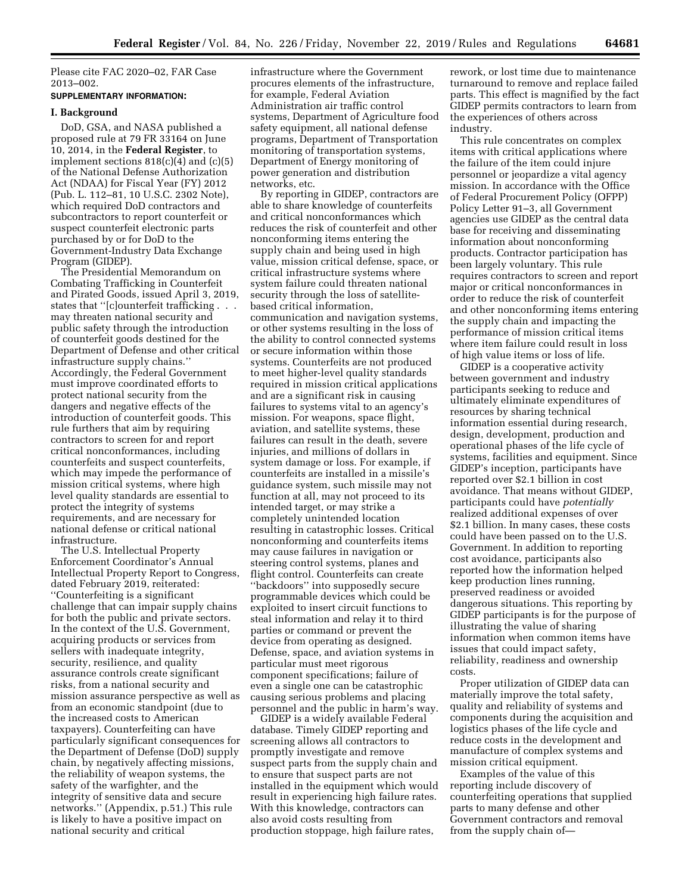Please cite FAC 2020–02, FAR Case 2013–002.

**SUPPLEMENTARY INFORMATION:**

## I. Background

DoD, GSA, and NASA published a proposed rule at 79 FR 33164 on June 10, 2014, in the **Federal Register**, to implement sections 818(c)(4) and (c)(5) of the National Defense Authorization Act (NDAA) for Fiscal Year (FY) 2012 (Pub. L. 112–81, 10 U.S.C. 2302 Note), which required DoD contractors and subcontractors to report counterfeit or suspect counterfeit electronic parts purchased by or for DoD to the Government-Industry Data Exchange Program (GIDEP).

The Presidential Memorandum on Combating Trafficking in Counterfeit and Pirated Goods, issued April 3, 2019, states that ''[c]ounterfeit trafficking . . . may threaten national security and public safety through the introduction of counterfeit goods destined for the Department of Defense and other critical infrastructure supply chains.'' Accordingly, the Federal Government must improve coordinated efforts to protect national security from the dangers and negative effects of the introduction of counterfeit goods. This rule furthers that aim by requiring contractors to screen for and report critical nonconformances, including counterfeits and suspect counterfeits, which may impede the performance of mission critical systems, where high level quality standards are essential to protect the integrity of systems requirements, and are necessary for national defense or critical national infrastructure.

The U.S. Intellectual Property Enforcement Coordinator's Annual Intellectual Property Report to Congress, dated February 2019, reiterated: ''Counterfeiting is a significant challenge that can impair supply chains for both the public and private sectors. In the context of the U.S. Government, acquiring products or services from sellers with inadequate integrity, security, resilience, and quality assurance controls create significant risks, from a national security and mission assurance perspective as well as from an economic standpoint (due to the increased costs to American taxpayers). Counterfeiting can have particularly significant consequences for the Department of Defense (DoD) supply chain, by negatively affecting missions, the reliability of weapon systems, the safety of the warfighter, and the integrity of sensitive data and secure networks.'' (Appendix, p.51.) This rule is likely to have a positive impact on national security and critical infrastructure where the Government procures elements of the infrastructure, for example, Federal Aviation Administration air traffic control systems, Department of Agriculture food safety equipment, all national defense programs, Department of Transportation monitoring of transportation systems, Department of Energy monitoring of power generation and distribution networks, etc.

By reporting in GIDEP, contractors are able to share knowledge of counterfeits and critical nonconformances which reduces the risk of counterfeit and other nonconforming items entering the supply chain and being used in high value, mission critical defense, space, or critical infrastructure systems where system failure could threaten national security through the loss of satellite-based critical information, communication and navigation systems, or other systems resulting in the loss of the ability to control connected systems or secure information within those systems. Counterfeits are not produced to meet higher-level quality standards required in mission critical applications and are a significant risk in causing failures to systems vital to an agency's mission. For weapons, space flight, aviation, and satellite systems, these failures can result in the death, severe injuries, and millions of dollars in system damage or loss. For example, if counterfeits are installed in a missile's guidance system, such missile may not function at all, may not proceed to its intended target, or may strike a completely unintended location resulting in catastrophic losses. Critical nonconforming and counterfeits items may cause failures in navigation or steering control systems, planes and flight control. Counterfeits can create ''backdoors'' into supposedly secure programmable devices which could be exploited to insert circuit functions to steal information and relay it to third parties or command or prevent the device from operating as designed. Defense, space, and aviation systems in particular must meet rigorous component specifications; failure of even a single one can be catastrophic causing serious problems and placing personnel and the public in harm's way.

GIDEP is a widely available Federal database. Timely GIDEP reporting and screening allows all contractors to promptly investigate and remove suspect parts from the supply chain and to ensure that suspect parts are not installed in the equipment which would result in experiencing high failure rates. With this knowledge, contractors can also avoid costs resulting from production stoppage, high failure rates, rework, or lost time due to maintenance turnaround to remove and replace failed parts. This effect is magnified by the fact GIDEP permits contractors to learn from the experiences of others across industry.

This rule concentrates on complex items with critical applications where the failure of the item could injure personnel or jeopardize a vital agency mission. In accordance with the Office of Federal Procurement Policy (OFPP) Policy Letter 91–3, all Government agencies use GIDEP as the central data base for receiving and disseminating information about nonconforming products. Contractor participation has been largely voluntary. This rule requires contractors to screen and report major or critical nonconformances in order to reduce the risk of counterfeit and other nonconforming items entering the supply chain and impacting the performance of mission critical items where item failure could result in loss of high value items or loss of life.

GIDEP is a cooperative activity between government and industry participants seeking to reduce and ultimately eliminate expenditures of resources by sharing technical information essential during research, design, development, production and operational phases of the life cycle of systems, facilities and equipment. Since GIDEP's inception, participants have reported over $2.1 billion in cost avoidance. That means without GIDEP, participants could have *potentially* realized additional expenses of over $2.1 billion. In many cases, these costs could have been passed on to the U.S. Government. In addition to reporting cost avoidance, participants also reported how the information helped keep production lines running, preserved readiness or avoided dangerous situations. This reporting by GIDEP participants is for the purpose of illustrating the value of sharing information when common items have issues that could impact safety, reliability, readiness and ownership costs.

Proper utilization of GIDEP data can materially improve the total safety, quality and reliability of systems and components during the acquisition and logistics phases of the life cycle and reduce costs in the development and manufacture of complex systems and mission critical equipment.

Examples of the value of this reporting include discovery of counterfeiting operations that supplied parts to many defense and other Government contractors and removal from the supply chain of—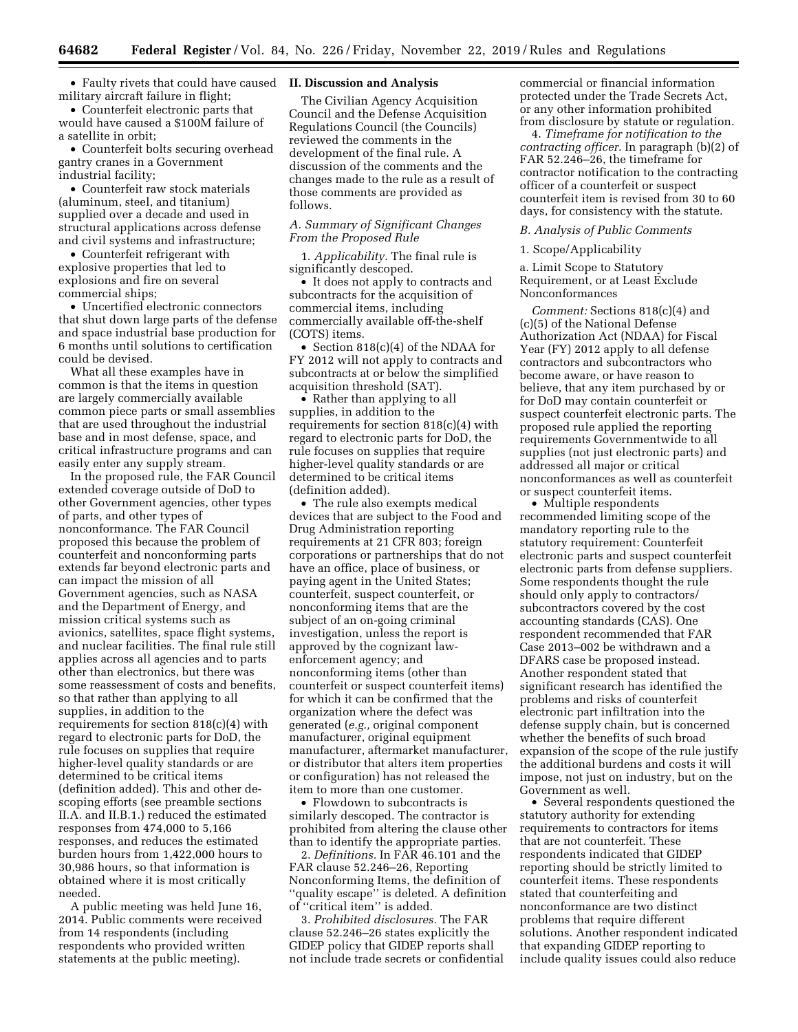- Faulty rivets that could have caused military aircraft failure in flight;
- Counterfeit electronic parts that would have caused a $100M failure of a satellite in orbit;
- Counterfeit bolts securing overhead gantry cranes in a Government industrial facility;
- Counterfeit raw stock materials (aluminum, steel, and titanium) supplied over a decade and used in structural applications across defense and civil systems and infrastructure;
- Counterfeit refrigerant with explosive properties that led to explosions and fire on several commercial ships;
- Uncertified electronic connectors that shut down large parts of the defense and space industrial base production for 6 months until solutions to certification could be devised.

What all these examples have in common is that the items in question are largely commercially available common piece parts or small assemblies that are used throughout the industrial base and in most defense, space, and critical infrastructure programs and can easily enter any supply stream.

In the proposed rule, the FAR Council extended coverage outside of DoD to other Government agencies, other types of parts, and other types of nonconformance. The FAR Council proposed this because the problem of counterfeit and nonconforming parts extends far beyond electronic parts and can impact the mission of all Government agencies, such as NASA and the Department of Energy, and mission critical systems such as avionics, satellites, space flight systems, and nuclear facilities. The final rule still applies across all agencies and to parts other than electronics, but there was some reassessment of costs and benefits, so that rather than applying to all supplies, in addition to the requirements for section 818(c)(4) with regard to electronic parts for DoD, the rule focuses on supplies that require higher-level quality standards or are determined to be critical items (definition added). This and other de-scoping efforts (see preamble sections II.A. and II.B.1.) reduced the estimated responses from 474,000 to 5,166 responses, and reduces the estimated burden hours from 1,422,000 hours to 30,986 hours, so that information is obtained where it is most critically needed.

A public meeting was held June 16, 2014. Public comments were received from 14 respondents (including respondents who provided written statements at the public meeting).

## II. Discussion and Analysis

The Civilian Agency Acquisition Council and the Defense Acquisition Regulations Council (the Councils) reviewed the comments in the development of the final rule. A discussion of the comments and the changes made to the rule as a result of those comments are provided as follows.

### *A. Summary of Significant Changes From the Proposed Rule*

1. *Applicability.* The final rule is significantly descoped.

- It does not apply to contracts and subcontracts for the acquisition of commercial items, including commercially available off-the-shelf (COTS) items.
- Section 818(c)(4) of the NDAA for FY 2012 will not apply to contracts and subcontracts at or below the simplified acquisition threshold (SAT).
- Rather than applying to all supplies, in addition to the requirements for section 818(c)(4) with regard to electronic parts for DoD, the rule focuses on supplies that require higher-level quality standards or are determined to be critical items (definition added).
- The rule also exempts medical devices that are subject to the Food and Drug Administration reporting requirements at 21 CFR 803; foreign corporations or partnerships that do not have an office, place of business, or paying agent in the United States; counterfeit, suspect counterfeit, or nonconforming items that are the subject of an on-going criminal investigation, unless the report is approved by the cognizant law-enforcement agency; and nonconforming items (other than counterfeit or suspect counterfeit items) for which it can be confirmed that the organization where the defect was generated (*e.g.,* original component manufacturer, original equipment manufacturer, aftermarket manufacturer, or distributor that alters item properties or configuration) has not released the item to more than one customer.
- Flowdown to subcontracts is similarly descoped. The contractor is prohibited from altering the clause other than to identify the appropriate parties.

2. *Definitions.* In FAR 46.101 and the FAR clause 52.246–26, Reporting Nonconforming Items, the definition of "quality escape" is deleted. A definition of "critical item" is added.

3. *Prohibited disclosures.* The FAR clause 52.246–26 states explicitly the GIDEP policy that GIDEP reports shall not include trade secrets or confidential commercial or financial information protected under the Trade Secrets Act, or any other information prohibited from disclosure by statute or regulation.

4. *Timeframe for notification to the contracting officer.* In paragraph (b)(2) of FAR 52.246–26, the timeframe for contractor notification to the contracting officer of a counterfeit or suspect counterfeit item is revised from 30 to 60 days, for consistency with the statute.

### *B. Analysis of Public Comments*

1. Scope/Applicability

a. Limit Scope to Statutory Requirement, or at Least Exclude Nonconformances

*Comment:* Sections 818(c)(4) and (c)(5) of the National Defense Authorization Act (NDAA) for Fiscal Year (FY) 2012 apply to all defense contractors and subcontractors who become aware, or have reason to believe, that any item purchased by or for DoD may contain counterfeit or suspect counterfeit electronic parts. The proposed rule applied the reporting requirements Governmentwide to all supplies (not just electronic parts) and addressed all major or critical nonconformances as well as counterfeit or suspect counterfeit items.

- Multiple respondents recommended limiting scope of the mandatory reporting rule to the statutory requirement: Counterfeit electronic parts and suspect counterfeit electronic parts from defense suppliers. Some respondents thought the rule should only apply to contractors/subcontractors covered by the cost accounting standards (CAS). One respondent recommended that FAR Case 2013–002 be withdrawn and a DFARS case be proposed instead. Another respondent stated that significant research has identified the problems and risks of counterfeit electronic part infiltration into the defense supply chain, but is concerned whether the benefits of such broad expansion of the scope of the rule justify the additional burdens and costs it will impose, not just on industry, but on the Government as well.
- Several respondents questioned the statutory authority for extending requirements to contractors for items that are not counterfeit. These respondents indicated that GIDEP reporting should be strictly limited to counterfeit items. These respondents stated that counterfeiting and nonconformance are two distinct problems that require different solutions. Another respondent indicated that expanding GIDEP reporting to include quality issues could also reduce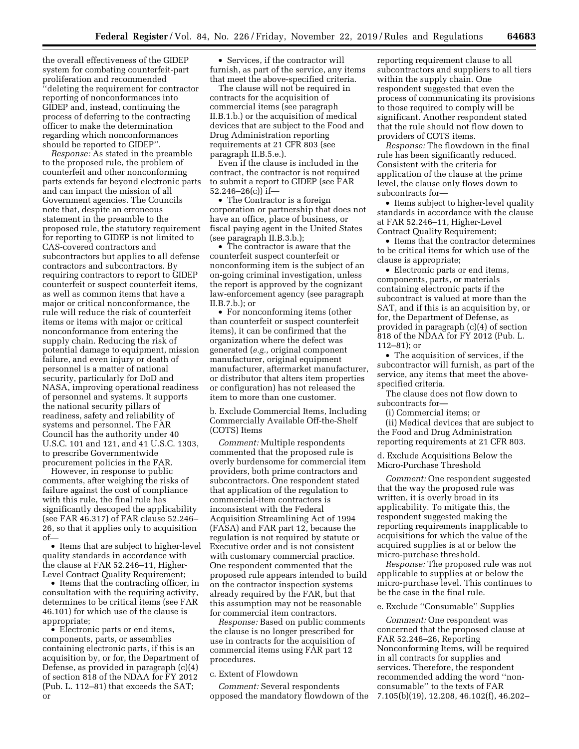the overall effectiveness of the GIDEP system for combating counterfeit-part proliferation and recommended ''deleting the requirement for contractor reporting of nonconformances into GIDEP and, instead, continuing the process of deferring to the contracting officer to make the determination regarding which nonconformances should be reported to GIDEP''.

*Response:* As stated in the preamble to the proposed rule, the problem of counterfeit and other nonconforming parts extends far beyond electronic parts and can impact the mission of all Government agencies. The Councils note that, despite an erroneous statement in the preamble to the proposed rule, the statutory requirement for reporting to GIDEP is not limited to CAS-covered contractors and subcontractors but applies to all defense contractors and subcontractors. By requiring contractors to report to GIDEP counterfeit or suspect counterfeit items, as well as common items that have a major or critical nonconformance, the rule will reduce the risk of counterfeit items or items with major or critical nonconformance from entering the supply chain. Reducing the risk of potential damage to equipment, mission failure, and even injury or death of personnel is a matter of national security, particularly for DoD and NASA, improving operational readiness of personnel and systems. It supports the national security pillars of readiness, safety and reliability of systems and personnel. The FAR Council has the authority under 40 U.S.C. 101 and 121, and 41 U.S.C. 1303, to prescribe Governmentwide procurement policies in the FAR.

However, in response to public comments, after weighing the risks of failure against the cost of compliance with this rule, the final rule has significantly descoped the applicability (see FAR 46.317) of FAR clause 52.246–26, so that it applies only to acquisition of—

- Items that are subject to higher-level quality standards in accordance with the clause at FAR 52.246–11, Higher-Level Contract Quality Requirement;
- Items that the contracting officer, in consultation with the requiring activity, determines to be critical items (see FAR 46.101) for which use of the clause is appropriate;
- Electronic parts or end items, components, parts, or assemblies containing electronic parts, if this is an acquisition by, or for, the Department of Defense, as provided in paragraph (c)(4) of section 818 of the NDAA for FY 2012 (Pub. L. 112–81) that exceeds the SAT; or
- Services, if the contractor will furnish, as part of the service, any items that meet the above-specified criteria.

The clause will not be required in contracts for the acquisition of commercial items (see paragraph II.B.1.b.) or the acquisition of medical devices that are subject to the Food and Drug Administration reporting requirements at 21 CFR 803 (see paragraph II.B.5.e.).

Even if the clause is included in the contract, the contractor is not required to submit a report to GIDEP (see FAR 52.246–26(c)) if—

- The Contractor is a foreign corporation or partnership that does not have an office, place of business, or fiscal paying agent in the United States (see paragraph II.B.3.b.);
- The contractor is aware that the counterfeit suspect counterfeit or nonconforming item is the subject of an on-going criminal investigation, unless the report is approved by the cognizant law-enforcement agency (see paragraph II.B.7.b.); or
- For nonconforming items (other than counterfeit or suspect counterfeit items), it can be confirmed that the organization where the defect was generated (*e.g.,* original component manufacturer, original equipment manufacturer, aftermarket manufacturer, or distributor that alters item properties or configuration) has not released the item to more than one customer.

b. Exclude Commercial Items, Including Commercially Available Off-the-Shelf (COTS) Items

*Comment:* Multiple respondents commented that the proposed rule is overly burdensome for commercial item providers, both prime contractors and subcontractors. One respondent stated that application of the regulation to commercial-item contractors is inconsistent with the Federal Acquisition Streamlining Act of 1994 (FASA) and FAR part 12, because the regulation is not required by statute or Executive order and is not consistent with customary commercial practice. One respondent commented that the proposed rule appears intended to build on the contractor inspection systems already required by the FAR, but that this assumption may not be reasonable for commercial item contractors.

*Response:* Based on public comments the clause is no longer prescribed for use in contracts for the acquisition of commercial items using FAR part 12 procedures.

c. Extent of Flowdown

*Comment:* Several respondents opposed the mandatory flowdown of the reporting requirement clause to all subcontractors and suppliers to all tiers within the supply chain. One respondent suggested that even the process of communicating its provisions to those required to comply will be significant. Another respondent stated that the rule should not flow down to providers of COTS items.

*Response:* The flowdown in the final rule has been significantly reduced. Consistent with the criteria for application of the clause at the prime level, the clause only flows down to subcontracts for—

- Items subject to higher-level quality standards in accordance with the clause at FAR 52.246–11, Higher-Level Contract Quality Requirement;
- Items that the contractor determines to be critical items for which use of the clause is appropriate;
- Electronic parts or end items, components, parts, or materials containing electronic parts if the subcontract is valued at more than the SAT, and if this is an acquisition by, or for, the Department of Defense, as provided in paragraph (c)(4) of section 818 of the NDAA for FY 2012 (Pub. L. 112–81); or
- The acquisition of services, if the subcontractor will furnish, as part of the service, any items that meet the above-specified criteria.

The clause does not flow down to subcontracts for—

(i) Commercial items; or

(ii) Medical devices that are subject to the Food and Drug Administration reporting requirements at 21 CFR 803.

d. Exclude Acquisitions Below the Micro-Purchase Threshold

*Comment:* One respondent suggested that the way the proposed rule was written, it is overly broad in its applicability. To mitigate this, the respondent suggested making the reporting requirements inapplicable to acquisitions for which the value of the acquired supplies is at or below the micro-purchase threshold.

*Response:* The proposed rule was not applicable to supplies at or below the micro-purchase level. This continues to be the case in the final rule.

e. Exclude ''Consumable'' Supplies

*Comment:* One respondent was concerned that the proposed clause at FAR 52.246–26, Reporting Nonconforming Items, will be required in all contracts for supplies and services. Therefore, the respondent recommended adding the word ''non-consumable'' to the texts of FAR 7.105(b)(19), 12.208, 46.102(f), 46.202–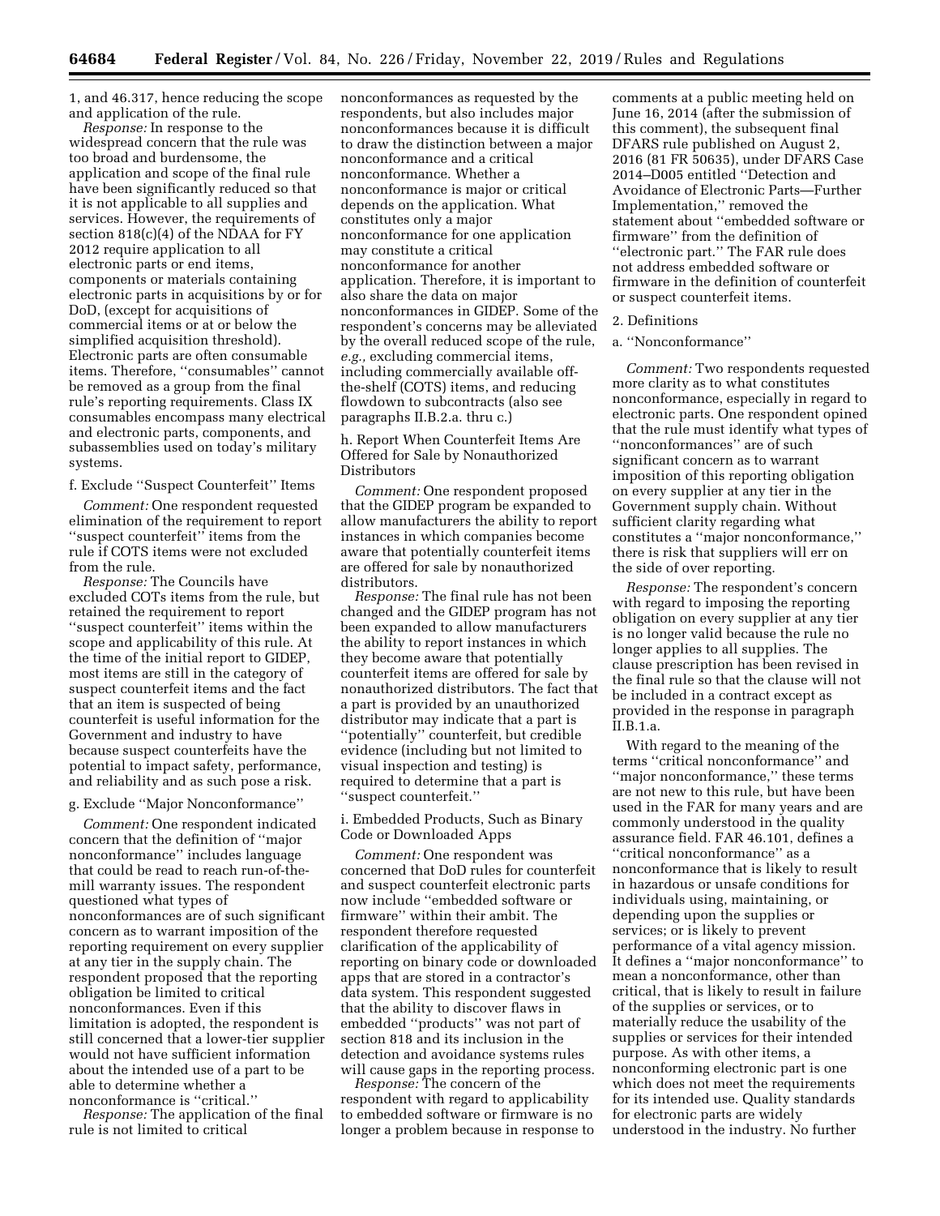1, and 46.317, hence reducing the scope and application of the rule.

*Response:* In response to the widespread concern that the rule was too broad and burdensome, the application and scope of the final rule have been significantly reduced so that it is not applicable to all supplies and services. However, the requirements of section 818(c)(4) of the NDAA for FY 2012 require application to all electronic parts or end items, components or materials containing electronic parts in acquisitions by or for DoD, (except for acquisitions of commercial items or at or below the simplified acquisition threshold). Electronic parts are often consumable items. Therefore, ''consumables'' cannot be removed as a group from the final rule's reporting requirements. Class IX consumables encompass many electrical and electronic parts, components, and subassemblies used on today's military systems.

f. Exclude ''Suspect Counterfeit'' Items

*Comment:* One respondent requested elimination of the requirement to report ''suspect counterfeit'' items from the rule if COTS items were not excluded from the rule.

*Response:* The Councils have excluded COTs items from the rule, but retained the requirement to report ''suspect counterfeit'' items within the scope and applicability of this rule. At the time of the initial report to GIDEP, most items are still in the category of suspect counterfeit items and the fact that an item is suspected of being counterfeit is useful information for the Government and industry to have because suspect counterfeits have the potential to impact safety, performance, and reliability and as such pose a risk.

g. Exclude ''Major Nonconformance''

*Comment:* One respondent indicated concern that the definition of ''major nonconformance'' includes language that could be read to reach run-of-the-mill warranty issues. The respondent questioned what types of nonconformances are of such significant concern as to warrant imposition of the reporting requirement on every supplier at any tier in the supply chain. The respondent proposed that the reporting obligation be limited to critical nonconformances. Even if this limitation is adopted, the respondent is still concerned that a lower-tier supplier would not have sufficient information about the intended use of a part to be able to determine whether a nonconformance is ''critical.''

*Response:* The application of the final rule is not limited to critical nonconformances as requested by the respondents, but also includes major nonconformances because it is difficult to draw the distinction between a major nonconformance and a critical nonconformance. Whether a nonconformance is major or critical depends on the application. What constitutes only a major nonconformance for one application may constitute a critical nonconformance for another application. Therefore, it is important to also share the data on major nonconformances in GIDEP. Some of the respondent's concerns may be alleviated by the overall reduced scope of the rule, *e.g.,* excluding commercial items, including commercially available off-the-shelf (COTS) items, and reducing flowdown to subcontracts (also see paragraphs II.B.2.a. thru c.)

h. Report When Counterfeit Items Are Offered for Sale by Nonauthorized Distributors

*Comment:* One respondent proposed that the GIDEP program be expanded to allow manufacturers the ability to report instances in which companies become aware that potentially counterfeit items are offered for sale by nonauthorized distributors.

*Response:* The final rule has not been changed and the GIDEP program has not been expanded to allow manufacturers the ability to report instances in which they become aware that potentially counterfeit items are offered for sale by nonauthorized distributors. The fact that a part is provided by an unauthorized distributor may indicate that a part is ''potentially'' counterfeit, but credible evidence (including but not limited to visual inspection and testing) is required to determine that a part is ''suspect counterfeit.''

i. Embedded Products, Such as Binary Code or Downloaded Apps

*Comment:* One respondent was concerned that DoD rules for counterfeit and suspect counterfeit electronic parts now include ''embedded software or firmware'' within their ambit. The respondent therefore requested clarification of the applicability of reporting on binary code or downloaded apps that are stored in a contractor's data system. This respondent suggested that the ability to discover flaws in embedded ''products'' was not part of section 818 and its inclusion in the detection and avoidance systems rules will cause gaps in the reporting process.

*Response:* The concern of the respondent with regard to applicability to embedded software or firmware is no longer a problem because in response to comments at a public meeting held on June 16, 2014 (after the submission of this comment), the subsequent final DFARS rule published on August 2, 2016 (81 FR 50635), under DFARS Case 2014–D005 entitled ''Detection and Avoidance of Electronic Parts—Further Implementation,'' removed the statement about ''embedded software or firmware'' from the definition of ''electronic part.'' The FAR rule does not address embedded software or firmware in the definition of counterfeit or suspect counterfeit items.

2. Definitions

a. ''Nonconformance''

*Comment:* Two respondents requested more clarity as to what constitutes nonconformance, especially in regard to electronic parts. One respondent opined that the rule must identify what types of ''nonconformances'' are of such significant concern as to warrant imposition of this reporting obligation on every supplier at any tier in the Government supply chain. Without sufficient clarity regarding what constitutes a ''major nonconformance,'' there is risk that suppliers will err on the side of over reporting.

*Response:* The respondent's concern with regard to imposing the reporting obligation on every supplier at any tier is no longer valid because the rule no longer applies to all supplies. The clause prescription has been revised in the final rule so that the clause will not be included in a contract except as provided in the response in paragraph II.B.1.a.

With regard to the meaning of the terms ''critical nonconformance'' and ''major nonconformance,'' these terms are not new to this rule, but have been used in the FAR for many years and are commonly understood in the quality assurance field. FAR 46.101, defines a ''critical nonconformance'' as a nonconformance that is likely to result in hazardous or unsafe conditions for individuals using, maintaining, or depending upon the supplies or services; or is likely to prevent performance of a vital agency mission. It defines a ''major nonconformance'' to mean a nonconformance, other than critical, that is likely to result in failure of the supplies or services, or to materially reduce the usability of the supplies or services for their intended purpose. As with other items, a nonconforming electronic part is one which does not meet the requirements for its intended use. Quality standards for electronic parts are widely understood in the industry. No further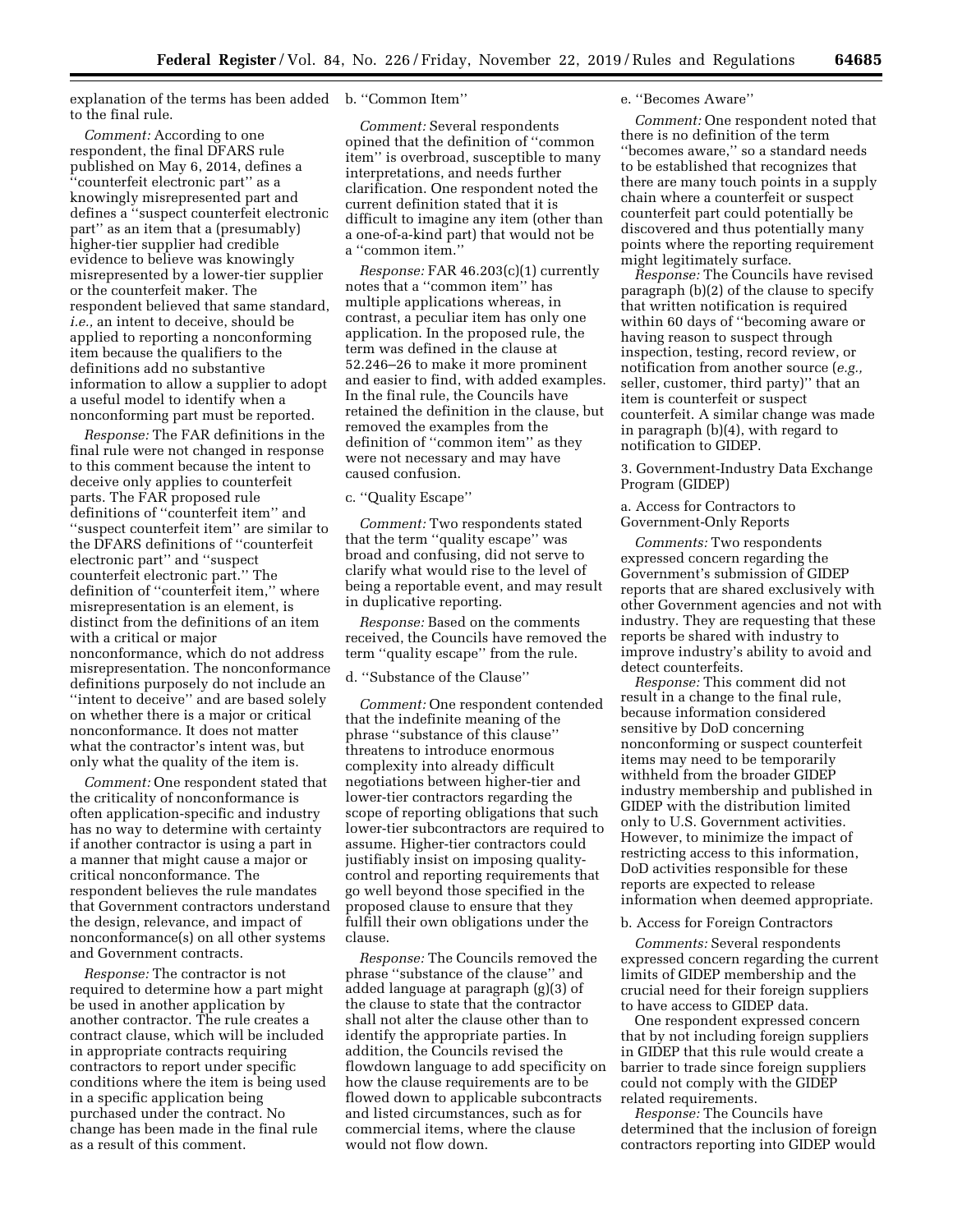explanation of the terms has been added to the final rule.

*Comment:* According to one respondent, the final DFARS rule published on May 6, 2014, defines a ''counterfeit electronic part'' as a knowingly misrepresented part and defines a ''suspect counterfeit electronic part'' as an item that a (presumably) higher-tier supplier had credible evidence to believe was knowingly misrepresented by a lower-tier supplier or the counterfeit maker. The respondent believed that same standard, *i.e.,* an intent to deceive, should be applied to reporting a nonconforming item because the qualifiers to the definitions add no substantive information to allow a supplier to adopt a useful model to identify when a nonconforming part must be reported.

*Response:* The FAR definitions in the final rule were not changed in response to this comment because the intent to deceive only applies to counterfeit parts. The FAR proposed rule definitions of ''counterfeit item'' and ''suspect counterfeit item'' are similar to the DFARS definitions of ''counterfeit electronic part'' and ''suspect counterfeit electronic part.'' The definition of ''counterfeit item,'' where misrepresentation is an element, is distinct from the definitions of an item with a critical or major nonconformance, which do not address misrepresentation. The nonconformance definitions purposely do not include an ''intent to deceive'' and are based solely on whether there is a major or critical nonconformance. It does not matter what the contractor's intent was, but only what the quality of the item is.

*Comment:* One respondent stated that the criticality of nonconformance is often application-specific and industry has no way to determine with certainty if another contractor is using a part in a manner that might cause a major or critical nonconformance. The respondent believes the rule mandates that Government contractors understand the design, relevance, and impact of nonconformance(s) on all other systems and Government contracts.

*Response:* The contractor is not required to determine how a part might be used in another application by another contractor. The rule creates a contract clause, which will be included in appropriate contracts requiring contractors to report under specific conditions where the item is being used in a specific application being purchased under the contract. No change has been made in the final rule as a result of this comment.

b. ''Common Item''

*Comment:* Several respondents opined that the definition of ''common item'' is overbroad, susceptible to many interpretations, and needs further clarification. One respondent noted the current definition stated that it is difficult to imagine any item (other than a one-of-a-kind part) that would not be a ''common item.''

*Response:* FAR 46.203(c)(1) currently notes that a ''common item'' has multiple applications whereas, in contrast, a peculiar item has only one application. In the proposed rule, the term was defined in the clause at 52.246–26 to make it more prominent and easier to find, with added examples. In the final rule, the Councils have retained the definition in the clause, but removed the examples from the definition of ''common item'' as they were not necessary and may have caused confusion.

c. ''Quality Escape''

*Comment:* Two respondents stated that the term ''quality escape'' was broad and confusing, did not serve to clarify what would rise to the level of being a reportable event, and may result in duplicative reporting.

*Response:* Based on the comments received, the Councils have removed the term ''quality escape'' from the rule.

d. ''Substance of the Clause''

*Comment:* One respondent contended that the indefinite meaning of the phrase ''substance of this clause'' threatens to introduce enormous complexity into already difficult negotiations between higher-tier and lower-tier contractors regarding the scope of reporting obligations that such lower-tier subcontractors are required to assume. Higher-tier contractors could justifiably insist on imposing quality-control and reporting requirements that go well beyond those specified in the proposed clause to ensure that they fulfill their own obligations under the clause.

*Response:* The Councils removed the phrase ''substance of the clause'' and added language at paragraph (g)(3) of the clause to state that the contractor shall not alter the clause other than to identify the appropriate parties. In addition, the Councils revised the flowdown language to add specificity on how the clause requirements are to be flowed down to applicable subcontracts and listed circumstances, such as for commercial items, where the clause would not flow down.

e. ''Becomes Aware''

*Comment:* One respondent noted that there is no definition of the term ''becomes aware,'' so a standard needs to be established that recognizes that there are many touch points in a supply chain where a counterfeit or suspect counterfeit part could potentially be discovered and thus potentially many points where the reporting requirement might legitimately surface.

*Response:* The Councils have revised paragraph (b)(2) of the clause to specify that written notification is required within 60 days of ''becoming aware or having reason to suspect through inspection, testing, record review, or notification from another source (*e.g.,* seller, customer, third party)'' that an item is counterfeit or suspect counterfeit. A similar change was made in paragraph (b)(4), with regard to notification to GIDEP.

3. Government-Industry Data Exchange Program (GIDEP)

a. Access for Contractors to Government-Only Reports

*Comments:* Two respondents expressed concern regarding the Government's submission of GIDEP reports that are shared exclusively with other Government agencies and not with industry. They are requesting that these reports be shared with industry to improve industry's ability to avoid and detect counterfeits.

*Response:* This comment did not result in a change to the final rule, because information considered sensitive by DoD concerning nonconforming or suspect counterfeit items may need to be temporarily withheld from the broader GIDEP industry membership and published in GIDEP with the distribution limited only to U.S. Government activities. However, to minimize the impact of restricting access to this information, DoD activities responsible for these reports are expected to release information when deemed appropriate.

b. Access for Foreign Contractors

*Comments:* Several respondents expressed concern regarding the current limits of GIDEP membership and the crucial need for their foreign suppliers to have access to GIDEP data.

One respondent expressed concern that by not including foreign suppliers in GIDEP that this rule would create a barrier to trade since foreign suppliers could not comply with the GIDEP related requirements.

*Response:* The Councils have determined that the inclusion of foreign contractors reporting into GIDEP would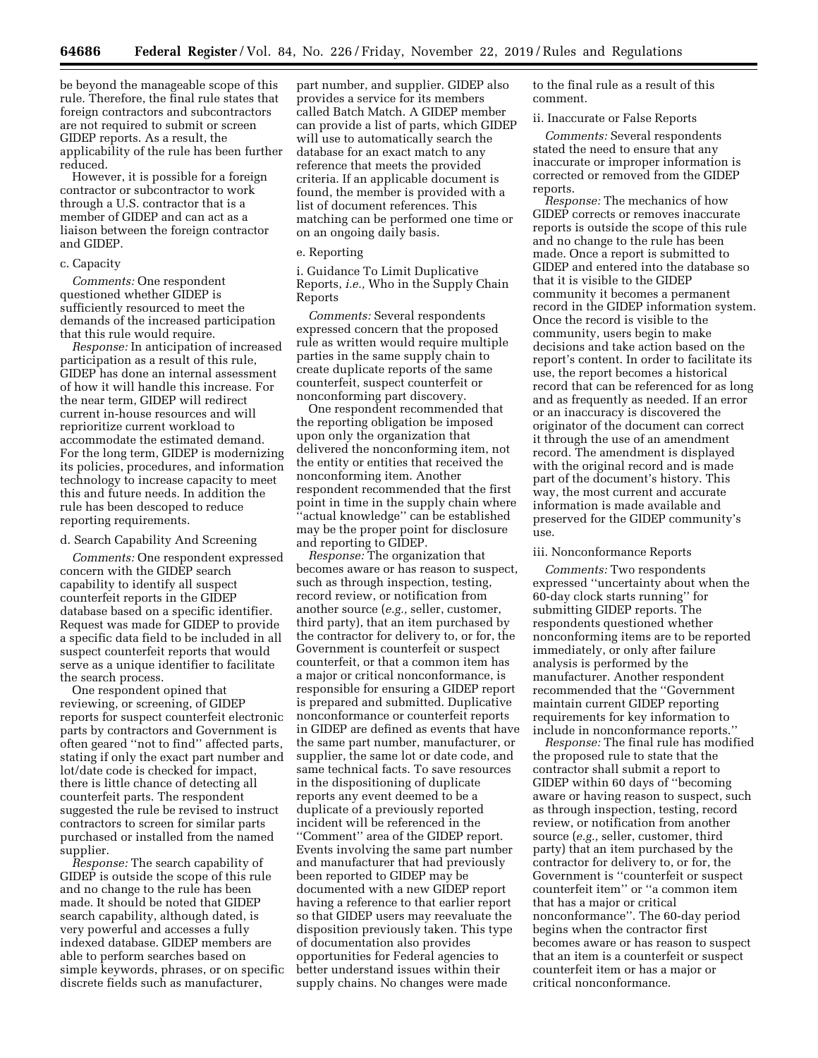be beyond the manageable scope of this rule. Therefore, the final rule states that foreign contractors and subcontractors are not required to submit or screen GIDEP reports. As a result, the applicability of the rule has been further reduced.

However, it is possible for a foreign contractor or subcontractor to work through a U.S. contractor that is a member of GIDEP and can act as a liaison between the foreign contractor and GIDEP.

c. Capacity

*Comments:* One respondent questioned whether GIDEP is sufficiently resourced to meet the demands of the increased participation that this rule would require.

*Response:* In anticipation of increased participation as a result of this rule, GIDEP has done an internal assessment of how it will handle this increase. For the near term, GIDEP will redirect current in-house resources and will reprioritize current workload to accommodate the estimated demand. For the long term, GIDEP is modernizing its policies, procedures, and information technology to increase capacity to meet this and future needs. In addition the rule has been descoped to reduce reporting requirements.

d. Search Capability And Screening

*Comments:* One respondent expressed concern with the GIDEP search capability to identify all suspect counterfeit reports in the GIDEP database based on a specific identifier. Request was made for GIDEP to provide a specific data field to be included in all suspect counterfeit reports that would serve as a unique identifier to facilitate the search process.

One respondent opined that reviewing, or screening, of GIDEP reports for suspect counterfeit electronic parts by contractors and Government is often geared "not to find" affected parts, stating if only the exact part number and lot/date code is checked for impact, there is little chance of detecting all counterfeit parts. The respondent suggested the rule be revised to instruct contractors to screen for similar parts purchased or installed from the named supplier.

*Response:* The search capability of GIDEP is outside the scope of this rule and no change to the rule has been made. It should be noted that GIDEP search capability, although dated, is very powerful and accesses a fully indexed database. GIDEP members are able to perform searches based on simple keywords, phrases, or on specific discrete fields such as manufacturer, part number, and supplier. GIDEP also provides a service for its members called Batch Match. A GIDEP member can provide a list of parts, which GIDEP will use to automatically search the database for an exact match to any reference that meets the provided criteria. If an applicable document is found, the member is provided with a list of document references. This matching can be performed one time or on an ongoing daily basis.

e. Reporting

i. Guidance To Limit Duplicative Reports, *i.e.,* Who in the Supply Chain Reports

*Comments:* Several respondents expressed concern that the proposed rule as written would require multiple parties in the same supply chain to create duplicate reports of the same counterfeit, suspect counterfeit or nonconforming part discovery.

One respondent recommended that the reporting obligation be imposed upon only the organization that delivered the nonconforming item, not the entity or entities that received the nonconforming item. Another respondent recommended that the first point in time in the supply chain where "actual knowledge" can be established may be the proper point for disclosure and reporting to GIDEP.

*Response:* The organization that becomes aware or has reason to suspect, such as through inspection, testing, record review, or notification from another source (*e.g.,* seller, customer, third party), that an item purchased by the contractor for delivery to, or for, the Government is counterfeit or suspect counterfeit, or that a common item has a major or critical nonconformance, is responsible for ensuring a GIDEP report is prepared and submitted. Duplicative nonconformance or counterfeit reports in GIDEP are defined as events that have the same part number, manufacturer, or supplier, the same lot or date code, and same technical facts. To save resources in the dispositioning of duplicate reports any event deemed to be a duplicate of a previously reported incident will be referenced in the "Comment" area of the GIDEP report. Events involving the same part number and manufacturer that had previously been reported to GIDEP may be documented with a new GIDEP report having a reference to that earlier report so that GIDEP users may reevaluate the disposition previously taken. This type of documentation also provides opportunities for Federal agencies to better understand issues within their supply chains. No changes were made to the final rule as a result of this comment.

ii. Inaccurate or False Reports

*Comments:* Several respondents stated the need to ensure that any inaccurate or improper information is corrected or removed from the GIDEP reports.

*Response:* The mechanics of how GIDEP corrects or removes inaccurate reports is outside the scope of this rule and no change to the rule has been made. Once a report is submitted to GIDEP and entered into the database so that it is visible to the GIDEP community it becomes a permanent record in the GIDEP information system. Once the record is visible to the community, users begin to make decisions and take action based on the report's content. In order to facilitate its use, the report becomes a historical record that can be referenced for as long and as frequently as needed. If an error or an inaccuracy is discovered the originator of the document can correct it through the use of an amendment record. The amendment is displayed with the original record and is made part of the document's history. This way, the most current and accurate information is made available and preserved for the GIDEP community's use.

iii. Nonconformance Reports

*Comments:* Two respondents expressed "uncertainty about when the 60-day clock starts running" for submitting GIDEP reports. The respondents questioned whether nonconforming items are to be reported immediately, or only after failure analysis is performed by the manufacturer. Another respondent recommended that the "Government maintain current GIDEP reporting requirements for key information to include in nonconformance reports."

*Response:* The final rule has modified the proposed rule to state that the contractor shall submit a report to GIDEP within 60 days of "becoming aware or having reason to suspect, such as through inspection, testing, record review, or notification from another source (*e.g.,* seller, customer, third party) that an item purchased by the contractor for delivery to, or for, the Government is "counterfeit or suspect counterfeit item" or "a common item that has a major or critical nonconformance". The 60-day period begins when the contractor first becomes aware or has reason to suspect that an item is a counterfeit or suspect counterfeit item or has a major or critical nonconformance.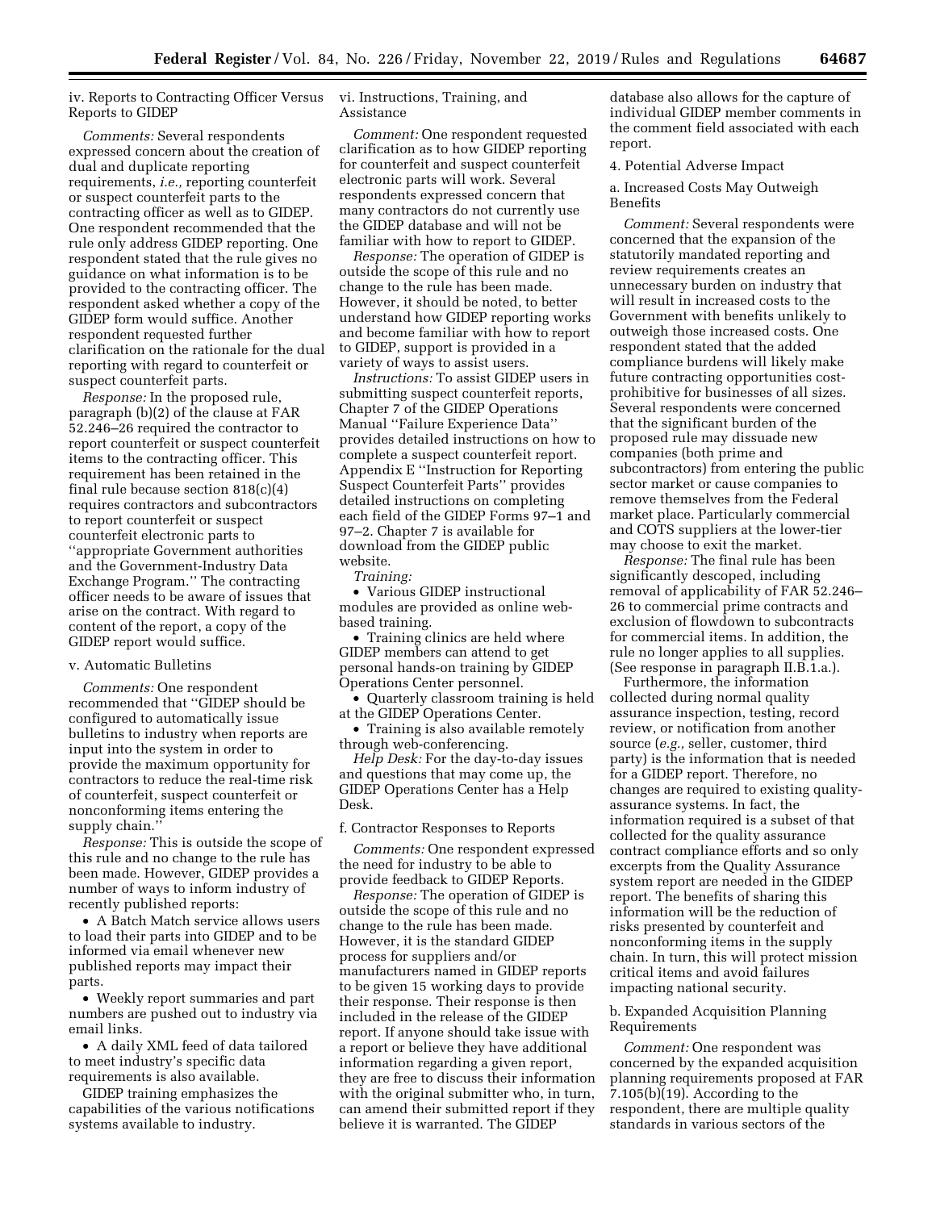iv. Reports to Contracting Officer Versus Reports to GIDEP

*Comments:* Several respondents expressed concern about the creation of dual and duplicate reporting requirements, *i.e.,* reporting counterfeit or suspect counterfeit parts to the contracting officer as well as to GIDEP. One respondent recommended that the rule only address GIDEP reporting. One respondent stated that the rule gives no guidance on what information is to be provided to the contracting officer. The respondent asked whether a copy of the GIDEP form would suffice. Another respondent requested further clarification on the rationale for the dual reporting with regard to counterfeit or suspect counterfeit parts.

*Response:* In the proposed rule, paragraph (b)(2) of the clause at FAR 52.246–26 required the contractor to report counterfeit or suspect counterfeit items to the contracting officer. This requirement has been retained in the final rule because section 818(c)(4) requires contractors and subcontractors to report counterfeit or suspect counterfeit electronic parts to "appropriate Government authorities and the Government-Industry Data Exchange Program." The contracting officer needs to be aware of issues that arise on the contract. With regard to content of the report, a copy of the GIDEP report would suffice.

v. Automatic Bulletins

*Comments:* One respondent recommended that "GIDEP should be configured to automatically issue bulletins to industry when reports are input into the system in order to provide the maximum opportunity for contractors to reduce the real-time risk of counterfeit, suspect counterfeit or nonconforming items entering the supply chain."

*Response:* This is outside the scope of this rule and no change to the rule has been made. However, GIDEP provides a number of ways to inform industry of recently published reports:

- A Batch Match service allows users to load their parts into GIDEP and to be informed via email whenever new published reports may impact their parts.
- Weekly report summaries and part numbers are pushed out to industry via email links.
- A daily XML feed of data tailored to meet industry's specific data requirements is also available.

GIDEP training emphasizes the capabilities of the various notifications systems available to industry.

vi. Instructions, Training, and Assistance

*Comment:* One respondent requested clarification as to how GIDEP reporting for counterfeit and suspect counterfeit electronic parts will work. Several respondents expressed concern that many contractors do not currently use the GIDEP database and will not be familiar with how to report to GIDEP.

*Response:* The operation of GIDEP is outside the scope of this rule and no change to the rule has been made. However, it should be noted, to better understand how GIDEP reporting works and become familiar with how to report to GIDEP, support is provided in a variety of ways to assist users.

*Instructions:* To assist GIDEP users in submitting suspect counterfeit reports, Chapter 7 of the GIDEP Operations Manual "Failure Experience Data" provides detailed instructions on how to complete a suspect counterfeit report. Appendix E "Instruction for Reporting Suspect Counterfeit Parts" provides detailed instructions on completing each field of the GIDEP Forms 97–1 and 97–2. Chapter 7 is available for download from the GIDEP public website.

*Training:*

- Various GIDEP instructional modules are provided as online web-based training.
- Training clinics are held where GIDEP members can attend to get personal hands-on training by GIDEP Operations Center personnel.
- Quarterly classroom training is held at the GIDEP Operations Center.
- Training is also available remotely through web-conferencing.

*Help Desk:* For the day-to-day issues and questions that may come up, the GIDEP Operations Center has a Help Desk.

f. Contractor Responses to Reports

*Comments:* One respondent expressed the need for industry to be able to provide feedback to GIDEP Reports.

*Response:* The operation of GIDEP is outside the scope of this rule and no change to the rule has been made. However, it is the standard GIDEP process for suppliers and/or manufacturers named in GIDEP reports to be given 15 working days to provide their response. Their response is then included in the release of the GIDEP report. If anyone should take issue with a report or believe they have additional information regarding a given report, they are free to discuss their information with the original submitter who, in turn, can amend their submitted report if they believe it is warranted. The GIDEP database also allows for the capture of individual GIDEP member comments in the comment field associated with each report.

4. Potential Adverse Impact

a. Increased Costs May Outweigh Benefits

*Comment:* Several respondents were concerned that the expansion of the statutorily mandated reporting and review requirements creates an unnecessary burden on industry that will result in increased costs to the Government with benefits unlikely to outweigh those increased costs. One respondent stated that the added compliance burdens will likely make future contracting opportunities cost-prohibitive for businesses of all sizes. Several respondents were concerned that the significant burden of the proposed rule may dissuade new companies (both prime and subcontractors) from entering the public sector market or cause companies to remove themselves from the Federal market place. Particularly commercial and COTS suppliers at the lower-tier may choose to exit the market.

*Response:* The final rule has been significantly descoped, including removal of applicability of FAR 52.246–26 to commercial prime contracts and exclusion of flowdown to subcontracts for commercial items. In addition, the rule no longer applies to all supplies. (See response in paragraph II.B.1.a.).

Furthermore, the information collected during normal quality assurance inspection, testing, record review, or notification from another source (*e.g.,* seller, customer, third party) is the information that is needed for a GIDEP report. Therefore, no changes are required to existing quality-assurance systems. In fact, the information required is a subset of that collected for the quality assurance contract compliance efforts and so only excerpts from the Quality Assurance system report are needed in the GIDEP report. The benefits of sharing this information will be the reduction of risks presented by counterfeit and nonconforming items in the supply chain. In turn, this will protect mission critical items and avoid failures impacting national security.

b. Expanded Acquisition Planning Requirements

*Comment:* One respondent was concerned by the expanded acquisition planning requirements proposed at FAR 7.105(b)(19). According to the respondent, there are multiple quality standards in various sectors of the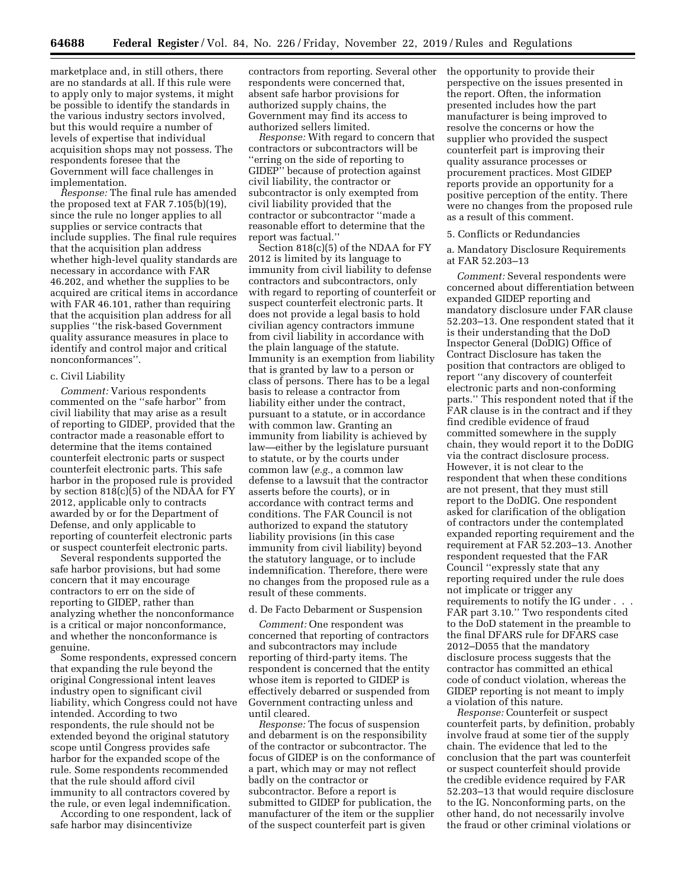marketplace and, in still others, there are no standards at all. If this rule were to apply only to major systems, it might be possible to identify the standards in the various industry sectors involved, but this would require a number of levels of expertise that individual acquisition shops may not possess. The respondents foresee that the Government will face challenges in implementation.

*Response:* The final rule has amended the proposed text at FAR 7.105(b)(19), since the rule no longer applies to all supplies or service contracts that include supplies. The final rule requires that the acquisition plan address whether high-level quality standards are necessary in accordance with FAR 46.202, and whether the supplies to be acquired are critical items in accordance with FAR 46.101, rather than requiring that the acquisition plan address for all supplies ''the risk-based Government quality assurance measures in place to identify and control major and critical nonconformances''.

c. Civil Liability

*Comment:* Various respondents commented on the ''safe harbor'' from civil liability that may arise as a result of reporting to GIDEP, provided that the contractor made a reasonable effort to determine that the items contained counterfeit electronic parts or suspect counterfeit electronic parts. This safe harbor in the proposed rule is provided by section 818(c)(5) of the NDAA for FY 2012, applicable only to contracts awarded by or for the Department of Defense, and only applicable to reporting of counterfeit electronic parts or suspect counterfeit electronic parts.

Several respondents supported the safe harbor provisions, but had some concern that it may encourage contractors to err on the side of reporting to GIDEP, rather than analyzing whether the nonconformance is a critical or major nonconformance, and whether the nonconformance is genuine.

Some respondents, expressed concern that expanding the rule beyond the original Congressional intent leaves industry open to significant civil liability, which Congress could not have intended. According to two respondents, the rule should not be extended beyond the original statutory scope until Congress provides safe harbor for the expanded scope of the rule. Some respondents recommended that the rule should afford civil immunity to all contractors covered by the rule, or even legal indemnification.

According to one respondent, lack of safe harbor may disincentivize contractors from reporting. Several other respondents were concerned that, absent safe harbor provisions for authorized supply chains, the Government may find its access to authorized sellers limited.

*Response:* With regard to concern that contractors or subcontractors will be ''erring on the side of reporting to GIDEP'' because of protection against civil liability, the contractor or subcontractor is only exempted from civil liability provided that the contractor or subcontractor ''made a reasonable effort to determine that the report was factual.''

Section 818(c)(5) of the NDAA for FY 2012 is limited by its language to immunity from civil liability to defense contractors and subcontractors, only with regard to reporting of counterfeit or suspect counterfeit electronic parts. It does not provide a legal basis to hold civilian agency contractors immune from civil liability in accordance with the plain language of the statute. Immunity is an exemption from liability that is granted by law to a person or class of persons. There has to be a legal basis to release a contractor from liability either under the contract, pursuant to a statute, or in accordance with common law. Granting an immunity from liability is achieved by law—either by the legislature pursuant to statute, or by the courts under common law (*e.g.,* a common law defense to a lawsuit that the contractor asserts before the courts), or in accordance with contract terms and conditions. The FAR Council is not authorized to expand the statutory liability provisions (in this case immunity from civil liability) beyond the statutory language, or to include indemnification. Therefore, there were no changes from the proposed rule as a result of these comments.

d. De Facto Debarment or Suspension

*Comment:* One respondent was concerned that reporting of contractors and subcontractors may include reporting of third-party items. The respondent is concerned that the entity whose item is reported to GIDEP is effectively debarred or suspended from Government contracting unless and until cleared.

*Response:* The focus of suspension and debarment is on the responsibility of the contractor or subcontractor. The focus of GIDEP is on the conformance of a part, which may or may not reflect badly on the contractor or subcontractor. Before a report is submitted to GIDEP for publication, the manufacturer of the item or the supplier of the suspect counterfeit part is given the opportunity to provide their perspective on the issues presented in the report. Often, the information presented includes how the part manufacturer is being improved to resolve the concerns or how the supplier who provided the suspect counterfeit part is improving their quality assurance processes or procurement practices. Most GIDEP reports provide an opportunity for a positive perception of the entity. There were no changes from the proposed rule as a result of this comment.

5. Conflicts or Redundancies

a. Mandatory Disclosure Requirements at FAR 52.203–13

*Comment:* Several respondents were concerned about differentiation between expanded GIDEP reporting and mandatory disclosure under FAR clause 52.203–13. One respondent stated that it is their understanding that the DoD Inspector General (DoDIG) Office of Contract Disclosure has taken the position that contractors are obliged to report ''any discovery of counterfeit electronic parts and non-conforming parts.'' This respondent noted that if the FAR clause is in the contract and if they find credible evidence of fraud committed somewhere in the supply chain, they would report it to the DoDIG via the contract disclosure process. However, it is not clear to the respondent that when these conditions are not present, that they must still report to the DoDIG. One respondent asked for clarification of the obligation of contractors under the contemplated expanded reporting requirement and the requirement at FAR 52.203–13. Another respondent requested that the FAR Council ''expressly state that any reporting required under the rule does not implicate or trigger any requirements to notify the IG under . . . FAR part 3.10.'' Two respondents cited to the DoD statement in the preamble to the final DFARS rule for DFARS case 2012–D055 that the mandatory disclosure process suggests that the contractor has committed an ethical code of conduct violation, whereas the GIDEP reporting is not meant to imply a violation of this nature.

*Response:* Counterfeit or suspect counterfeit parts, by definition, probably involve fraud at some tier of the supply chain. The evidence that led to the conclusion that the part was counterfeit or suspect counterfeit should provide the credible evidence required by FAR 52.203–13 that would require disclosure to the IG. Nonconforming parts, on the other hand, do not necessarily involve the fraud or other criminal violations or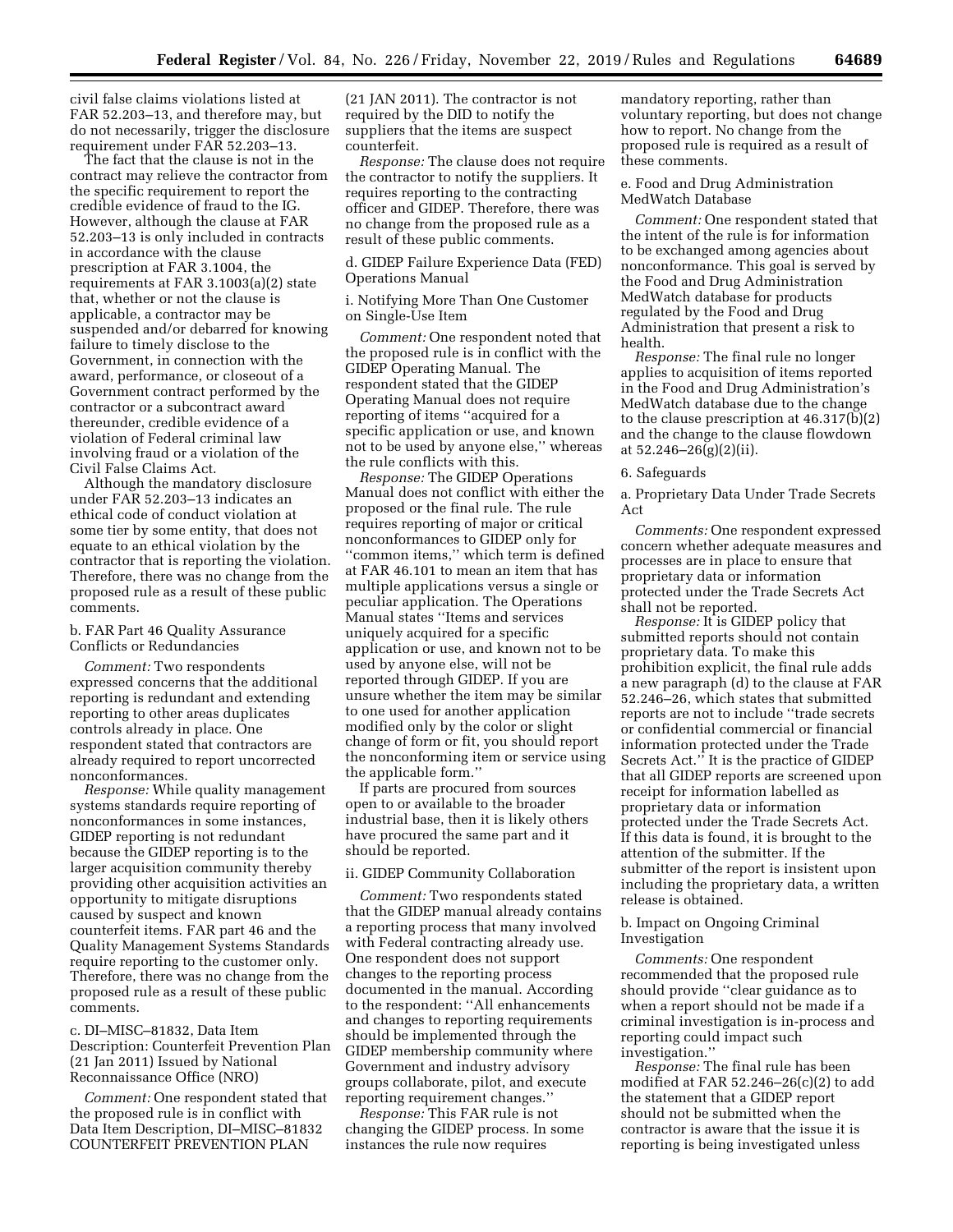civil false claims violations listed at FAR 52.203–13, and therefore may, but do not necessarily, trigger the disclosure requirement under FAR 52.203–13.

The fact that the clause is not in the contract may relieve the contractor from the specific requirement to report the credible evidence of fraud to the IG. However, although the clause at FAR 52.203–13 is only included in contracts in accordance with the clause prescription at FAR 3.1004, the requirements at FAR 3.1003(a)(2) state that, whether or not the clause is applicable, a contractor may be suspended and/or debarred for knowing failure to timely disclose to the Government, in connection with the award, performance, or closeout of a Government contract performed by the contractor or a subcontract award thereunder, credible evidence of a violation of Federal criminal law involving fraud or a violation of the Civil False Claims Act.

Although the mandatory disclosure under FAR 52.203–13 indicates an ethical code of conduct violation at some tier by some entity, that does not equate to an ethical violation by the contractor that is reporting the violation. Therefore, there was no change from the proposed rule as a result of these public comments.

b. FAR Part 46 Quality Assurance Conflicts or Redundancies

*Comment:* Two respondents expressed concerns that the additional reporting is redundant and extending reporting to other areas duplicates controls already in place. One respondent stated that contractors are already required to report uncorrected nonconformances.

*Response:* While quality management systems standards require reporting of nonconformances in some instances, GIDEP reporting is not redundant because the GIDEP reporting is to the larger acquisition community thereby providing other acquisition activities an opportunity to mitigate disruptions caused by suspect and known counterfeit items. FAR part 46 and the Quality Management Systems Standards require reporting to the customer only. Therefore, there was no change from the proposed rule as a result of these public comments.

c. DI–MISC–81832, Data Item Description: Counterfeit Prevention Plan (21 Jan 2011) Issued by National Reconnaissance Office (NRO)

*Comment:* One respondent stated that the proposed rule is in conflict with Data Item Description, DI–MISC–81832 COUNTERFEIT PREVENTION PLAN (21 JAN 2011). The contractor is not required by the DID to notify the suppliers that the items are suspect counterfeit.

*Response:* The clause does not require the contractor to notify the suppliers. It requires reporting to the contracting officer and GIDEP. Therefore, there was no change from the proposed rule as a result of these public comments.

d. GIDEP Failure Experience Data (FED) Operations Manual

i. Notifying More Than One Customer on Single-Use Item

*Comment:* One respondent noted that the proposed rule is in conflict with the GIDEP Operating Manual. The respondent stated that the GIDEP Operating Manual does not require reporting of items ''acquired for a specific application or use, and known not to be used by anyone else,'' whereas the rule conflicts with this.

*Response:* The GIDEP Operations Manual does not conflict with either the proposed or the final rule. The rule requires reporting of major or critical nonconformances to GIDEP only for ''common items,'' which term is defined at FAR 46.101 to mean an item that has multiple applications versus a single or peculiar application. The Operations Manual states ''Items and services uniquely acquired for a specific application or use, and known not to be used by anyone else, will not be reported through GIDEP. If you are unsure whether the item may be similar to one used for another application modified only by the color or slight change of form or fit, you should report the nonconforming item or service using the applicable form.''

If parts are procured from sources open to or available to the broader industrial base, then it is likely others have procured the same part and it should be reported.

ii. GIDEP Community Collaboration

*Comment:* Two respondents stated that the GIDEP manual already contains a reporting process that many involved with Federal contracting already use. One respondent does not support changes to the reporting process documented in the manual. According to the respondent: ''All enhancements and changes to reporting requirements should be implemented through the GIDEP membership community where Government and industry advisory groups collaborate, pilot, and execute reporting requirement changes.''

*Response:* This FAR rule is not changing the GIDEP process. In some instances the rule now requires mandatory reporting, rather than voluntary reporting, but does not change how to report. No change from the proposed rule is required as a result of these comments.

e. Food and Drug Administration MedWatch Database

*Comment:* One respondent stated that the intent of the rule is for information to be exchanged among agencies about nonconformance. This goal is served by the Food and Drug Administration MedWatch database for products regulated by the Food and Drug Administration that present a risk to health.

*Response:* The final rule no longer applies to acquisition of items reported in the Food and Drug Administration's MedWatch database due to the change to the clause prescription at 46.317(b)(2) and the change to the clause flowdown at 52.246–26(g)(2)(ii).

6. Safeguards

a. Proprietary Data Under Trade Secrets Act

*Comments:* One respondent expressed concern whether adequate measures and processes are in place to ensure that proprietary data or information protected under the Trade Secrets Act shall not be reported.

*Response:* It is GIDEP policy that submitted reports should not contain proprietary data. To make this prohibition explicit, the final rule adds a new paragraph (d) to the clause at FAR 52.246–26, which states that submitted reports are not to include ''trade secrets or confidential commercial or financial information protected under the Trade Secrets Act.'' It is the practice of GIDEP that all GIDEP reports are screened upon receipt for information labelled as proprietary data or information protected under the Trade Secrets Act. If this data is found, it is brought to the attention of the submitter. If the submitter of the report is insistent upon including the proprietary data, a written release is obtained.

b. Impact on Ongoing Criminal Investigation

*Comments:* One respondent recommended that the proposed rule should provide ''clear guidance as to when a report should not be made if a criminal investigation is in-process and reporting could impact such investigation.''

*Response:* The final rule has been modified at FAR 52.246–26(c)(2) to add the statement that a GIDEP report should not be submitted when the contractor is aware that the issue it is reporting is being investigated unless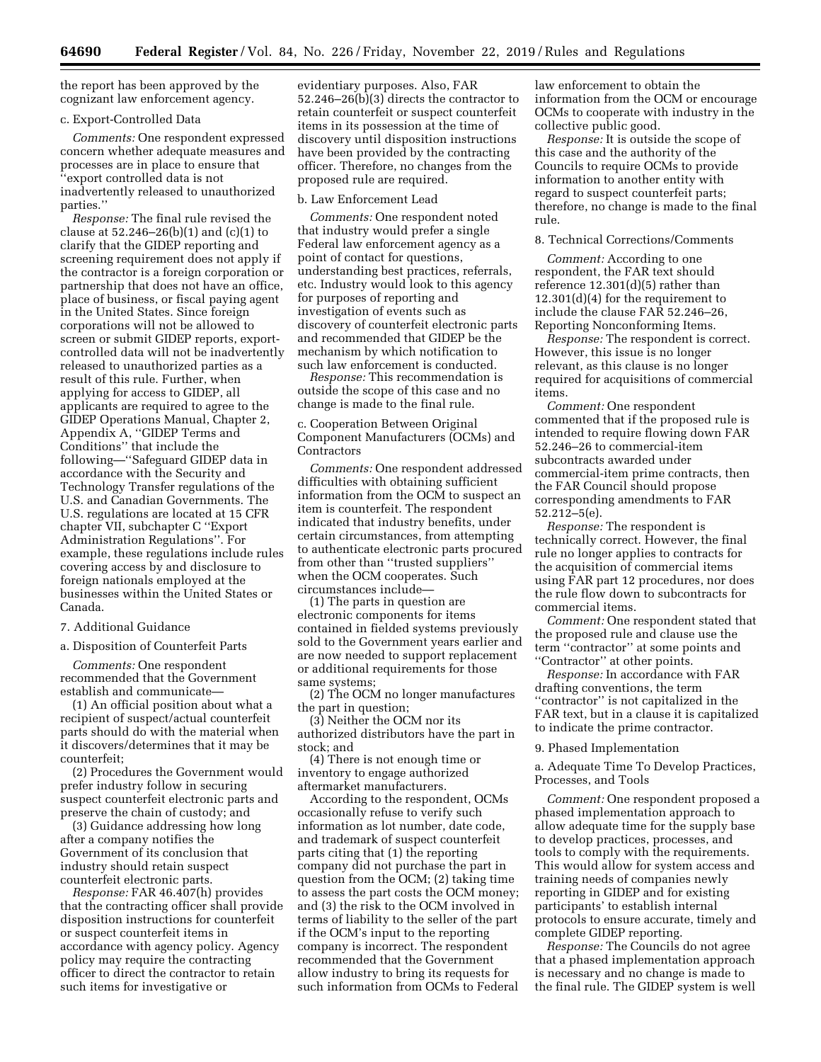the report has been approved by the cognizant law enforcement agency.

c. Export-Controlled Data

*Comments:* One respondent expressed concern whether adequate measures and processes are in place to ensure that ''export controlled data is not inadvertently released to unauthorized parties.''

*Response:* The final rule revised the clause at 52.246–26(b)(1) and (c)(1) to clarify that the GIDEP reporting and screening requirement does not apply if the contractor is a foreign corporation or partnership that does not have an office, place of business, or fiscal paying agent in the United States. Since foreign corporations will not be allowed to screen or submit GIDEP reports, export-controlled data will not be inadvertently released to unauthorized parties as a result of this rule. Further, when applying for access to GIDEP, all applicants are required to agree to the GIDEP Operations Manual, Chapter 2, Appendix A, ''GIDEP Terms and Conditions'' that include the following—''Safeguard GIDEP data in accordance with the Security and Technology Transfer regulations of the U.S. and Canadian Governments. The U.S. regulations are located at 15 CFR chapter VII, subchapter C ''Export Administration Regulations''. For example, these regulations include rules covering access by and disclosure to foreign nationals employed at the businesses within the United States or Canada.

7. Additional Guidance

a. Disposition of Counterfeit Parts

*Comments:* One respondent recommended that the Government establish and communicate—

(1) An official position about what a recipient of suspect/actual counterfeit parts should do with the material when it discovers/determines that it may be counterfeit;

(2) Procedures the Government would prefer industry follow in securing suspect counterfeit electronic parts and preserve the chain of custody; and

(3) Guidance addressing how long after a company notifies the Government of its conclusion that industry should retain suspect counterfeit electronic parts.

*Response:* FAR 46.407(h) provides that the contracting officer shall provide disposition instructions for counterfeit or suspect counterfeit items in accordance with agency policy. Agency policy may require the contracting officer to direct the contractor to retain such items for investigative or evidentiary purposes. Also, FAR 52.246–26(b)(3) directs the contractor to retain counterfeit or suspect counterfeit items in its possession at the time of discovery until disposition instructions have been provided by the contracting officer. Therefore, no changes from the proposed rule are required.

b. Law Enforcement Lead

*Comments:* One respondent noted that industry would prefer a single Federal law enforcement agency as a point of contact for questions, understanding best practices, referrals, etc. Industry would look to this agency for purposes of reporting and investigation of events such as discovery of counterfeit electronic parts and recommended that GIDEP be the mechanism by which notification to such law enforcement is conducted.

*Response:* This recommendation is outside the scope of this case and no change is made to the final rule.

c. Cooperation Between Original Component Manufacturers (OCMs) and Contractors

*Comments:* One respondent addressed difficulties with obtaining sufficient information from the OCM to suspect an item is counterfeit. The respondent indicated that industry benefits, under certain circumstances, from attempting to authenticate electronic parts procured from other than ''trusted suppliers'' when the OCM cooperates. Such circumstances include—

(1) The parts in question are electronic components for items contained in fielded systems previously sold to the Government years earlier and are now needed to support replacement or additional requirements for those same systems;

(2) The OCM no longer manufactures the part in question;

(3) Neither the OCM nor its authorized distributors have the part in stock; and

(4) There is not enough time or inventory to engage authorized aftermarket manufacturers.

According to the respondent, OCMs occasionally refuse to verify such information as lot number, date code, and trademark of suspect counterfeit parts citing that (1) the reporting company did not purchase the part in question from the OCM; (2) taking time to assess the part costs the OCM money; and (3) the risk to the OCM involved in terms of liability to the seller of the part if the OCM's input to the reporting company is incorrect. The respondent recommended that the Government allow industry to bring its requests for such information from OCMs to Federal law enforcement to obtain the information from the OCM or encourage OCMs to cooperate with industry in the collective public good.

*Response:* It is outside the scope of this case and the authority of the Councils to require OCMs to provide information to another entity with regard to suspect counterfeit parts; therefore, no change is made to the final rule.

8. Technical Corrections/Comments

*Comment:* According to one respondent, the FAR text should reference 12.301(d)(5) rather than 12.301(d)(4) for the requirement to include the clause FAR 52.246–26, Reporting Nonconforming Items.

*Response:* The respondent is correct. However, this issue is no longer relevant, as this clause is no longer required for acquisitions of commercial items.

*Comment:* One respondent commented that if the proposed rule is intended to require flowing down FAR 52.246–26 to commercial-item subcontracts awarded under commercial-item prime contracts, then the FAR Council should propose corresponding amendments to FAR 52.212–5(e).

*Response:* The respondent is technically correct. However, the final rule no longer applies to contracts for the acquisition of commercial items using FAR part 12 procedures, nor does the rule flow down to subcontracts for commercial items.

*Comment:* One respondent stated that the proposed rule and clause use the term ''contractor'' at some points and ''Contractor'' at other points.

*Response:* In accordance with FAR drafting conventions, the term ''contractor'' is not capitalized in the FAR text, but in a clause it is capitalized to indicate the prime contractor.

9. Phased Implementation

a. Adequate Time To Develop Practices, Processes, and Tools

*Comment:* One respondent proposed a phased implementation approach to allow adequate time for the supply base to develop practices, processes, and tools to comply with the requirements. This would allow for system access and training needs of companies newly reporting in GIDEP and for existing participants' to establish internal protocols to ensure accurate, timely and complete GIDEP reporting.

*Response:* The Councils do not agree that a phased implementation approach is necessary and no change is made to the final rule. The GIDEP system is well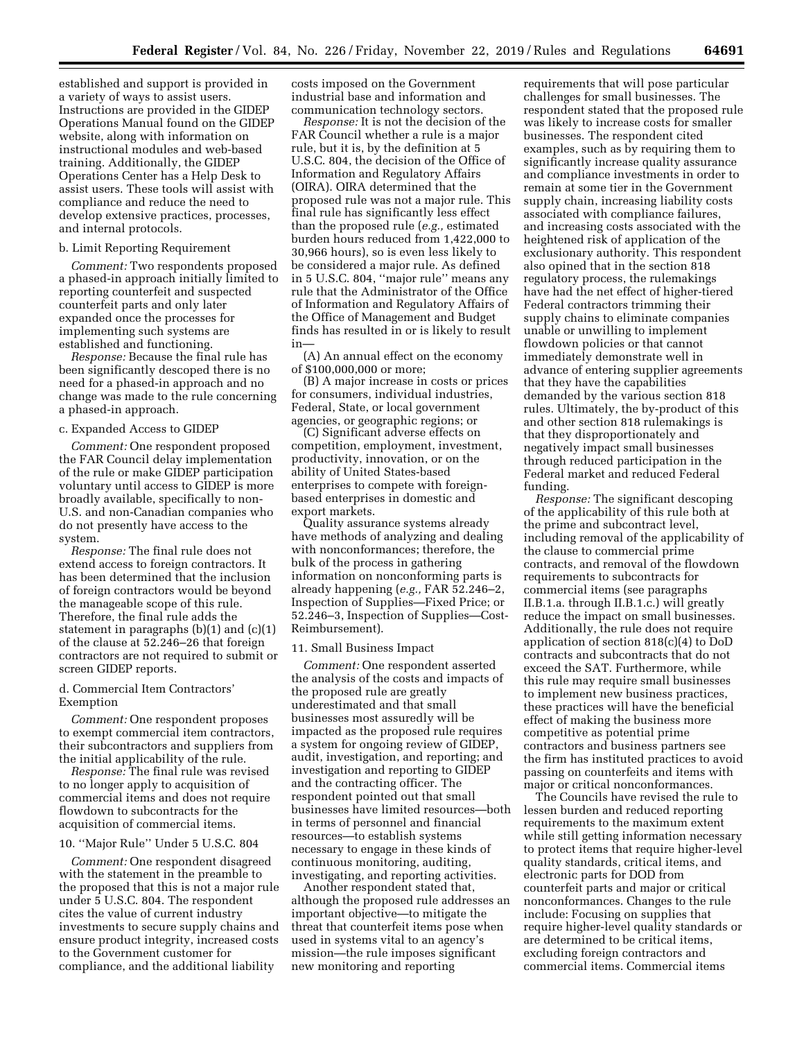established and support is provided in a variety of ways to assist users. Instructions are provided in the GIDEP Operations Manual found on the GIDEP website, along with information on instructional modules and web-based training. Additionally, the GIDEP Operations Center has a Help Desk to assist users. These tools will assist with compliance and reduce the need to develop extensive practices, processes, and internal protocols.

b. Limit Reporting Requirement

*Comment:* Two respondents proposed a phased-in approach initially limited to reporting counterfeit and suspected counterfeit parts and only later expanded once the processes for implementing such systems are established and functioning.

*Response:* Because the final rule has been significantly descoped there is no need for a phased-in approach and no change was made to the rule concerning a phased-in approach.

c. Expanded Access to GIDEP

*Comment:* One respondent proposed the FAR Council delay implementation of the rule or make GIDEP participation voluntary until access to GIDEP is more broadly available, specifically to non-U.S. and non-Canadian companies who do not presently have access to the system.

*Response:* The final rule does not extend access to foreign contractors. It has been determined that the inclusion of foreign contractors would be beyond the manageable scope of this rule. Therefore, the final rule adds the statement in paragraphs (b)(1) and (c)(1) of the clause at 52.246–26 that foreign contractors are not required to submit or screen GIDEP reports.

d. Commercial Item Contractors' Exemption

*Comment:* One respondent proposes to exempt commercial item contractors, their subcontractors and suppliers from the initial applicability of the rule.

*Response:* The final rule was revised to no longer apply to acquisition of commercial items and does not require flowdown to subcontracts for the acquisition of commercial items.

10. ''Major Rule'' Under 5 U.S.C. 804

*Comment:* One respondent disagreed with the statement in the preamble to the proposed that this is not a major rule under 5 U.S.C. 804. The respondent cites the value of current industry investments to secure supply chains and ensure product integrity, increased costs to the Government customer for compliance, and the additional liability costs imposed on the Government industrial base and information and communication technology sectors.

*Response:* It is not the decision of the FAR Council whether a rule is a major rule, but it is, by the definition at 5 U.S.C. 804, the decision of the Office of Information and Regulatory Affairs (OIRA). OIRA determined that the proposed rule was not a major rule. This final rule has significantly less effect than the proposed rule (*e.g.,* estimated burden hours reduced from 1,422,000 to 30,966 hours), so is even less likely to be considered a major rule. As defined in 5 U.S.C. 804, ''major rule'' means any rule that the Administrator of the Office of Information and Regulatory Affairs of the Office of Management and Budget finds has resulted in or is likely to result in—

(A) An annual effect on the economy of $100,000,000 or more;

(B) A major increase in costs or prices for consumers, individual industries, Federal, State, or local government agencies, or geographic regions; or

(C) Significant adverse effects on competition, employment, investment, productivity, innovation, or on the ability of United States-based enterprises to compete with foreign-based enterprises in domestic and export markets.

Quality assurance systems already have methods of analyzing and dealing with nonconformances; therefore, the bulk of the process in gathering information on nonconforming parts is already happening (*e.g.,* FAR 52.246–2, Inspection of Supplies—Fixed Price; or 52.246–3, Inspection of Supplies—Cost-Reimbursement).

11. Small Business Impact

*Comment:* One respondent asserted the analysis of the costs and impacts of the proposed rule are greatly underestimated and that small businesses most assuredly will be impacted as the proposed rule requires a system for ongoing review of GIDEP, audit, investigation, and reporting; and investigation and reporting to GIDEP and the contracting officer. The respondent pointed out that small businesses have limited resources—both in terms of personnel and financial resources—to establish systems necessary to engage in these kinds of continuous monitoring, auditing, investigating, and reporting activities.

Another respondent stated that, although the proposed rule addresses an important objective—to mitigate the threat that counterfeit items pose when used in systems vital to an agency's mission—the rule imposes significant new monitoring and reporting requirements that will pose particular challenges for small businesses. The respondent stated that the proposed rule was likely to increase costs for smaller businesses. The respondent cited examples, such as by requiring them to significantly increase quality assurance and compliance investments in order to remain at some tier in the Government supply chain, increasing liability costs associated with compliance failures, and increasing costs associated with the heightened risk of application of the exclusionary authority. This respondent also opined that in the section 818 regulatory process, the rulemakings have had the net effect of higher-tiered Federal contractors trimming their supply chains to eliminate companies unable or unwilling to implement flowdown policies or that cannot immediately demonstrate well in advance of entering supplier agreements that they have the capabilities demanded by the various section 818 rules. Ultimately, the by-product of this and other section 818 rulemakings is that they disproportionately and negatively impact small businesses through reduced participation in the Federal market and reduced Federal funding.

*Response:* The significant descoping of the applicability of this rule both at the prime and subcontract level, including removal of the applicability of the clause to commercial prime contracts, and removal of the flowdown requirements to subcontracts for commercial items (see paragraphs II.B.1.a. through II.B.1.c.) will greatly reduce the impact on small businesses. Additionally, the rule does not require application of section 818(c)(4) to DoD contracts and subcontracts that do not exceed the SAT. Furthermore, while this rule may require small businesses to implement new business practices, these practices will have the beneficial effect of making the business more competitive as potential prime contractors and business partners see the firm has instituted practices to avoid passing on counterfeits and items with major or critical nonconformances.

The Councils have revised the rule to lessen burden and reduced reporting requirements to the maximum extent while still getting information necessary to protect items that require higher-level quality standards, critical items, and electronic parts for DOD from counterfeit parts and major or critical nonconformances. Changes to the rule include: Focusing on supplies that require higher-level quality standards or are determined to be critical items, excluding foreign contractors and commercial items. Commercial items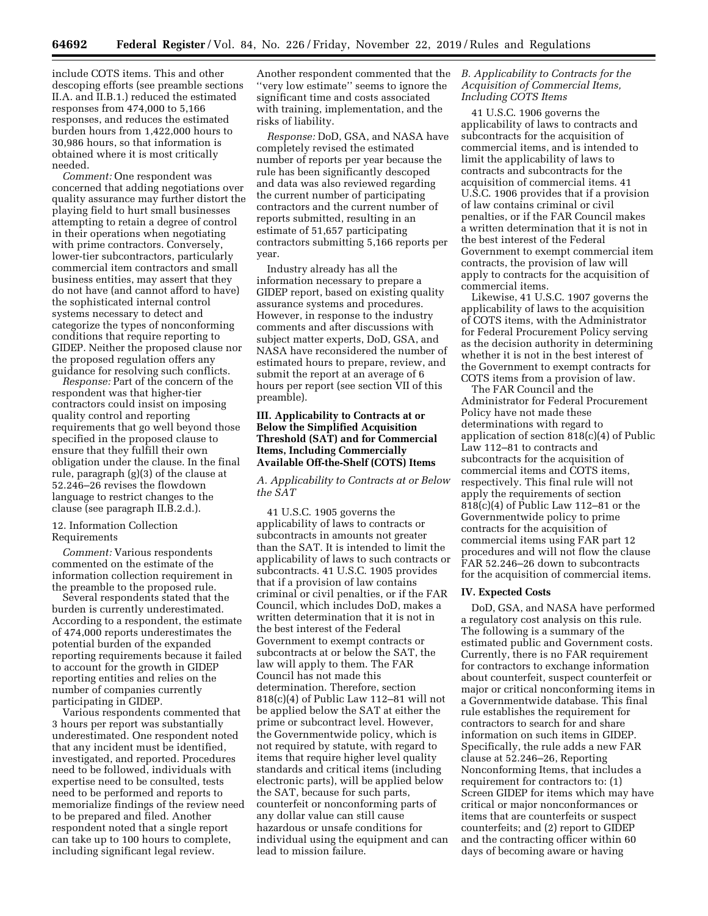include COTS items. This and other descoping efforts (see preamble sections II.A. and II.B.1.) reduced the estimated responses from 474,000 to 5,166 responses, and reduces the estimated burden hours from 1,422,000 hours to 30,986 hours, so that information is obtained where it is most critically needed.

*Comment:* One respondent was concerned that adding negotiations over quality assurance may further distort the playing field to hurt small businesses attempting to retain a degree of control in their operations when negotiating with prime contractors. Conversely, lower-tier subcontractors, particularly commercial item contractors and small business entities, may assert that they do not have (and cannot afford to have) the sophisticated internal control systems necessary to detect and categorize the types of nonconforming conditions that require reporting to GIDEP. Neither the proposed clause nor the proposed regulation offers any guidance for resolving such conflicts.

*Response:* Part of the concern of the respondent was that higher-tier contractors could insist on imposing quality control and reporting requirements that go well beyond those specified in the proposed clause to ensure that they fulfill their own obligation under the clause. In the final rule, paragraph (g)(3) of the clause at 52.246–26 revises the flowdown language to restrict changes to the clause (see paragraph II.B.2.d.).

12. Information Collection Requirements

*Comment:* Various respondents commented on the estimate of the information collection requirement in the preamble to the proposed rule.

Several respondents stated that the burden is currently underestimated. According to a respondent, the estimate of 474,000 reports underestimates the potential burden of the expanded reporting requirements because it failed to account for the growth in GIDEP reporting entities and relies on the number of companies currently participating in GIDEP.

Various respondents commented that 3 hours per report was substantially underestimated. One respondent noted that any incident must be identified, investigated, and reported. Procedures need to be followed, individuals with expertise need to be consulted, tests need to be performed and reports to memorialize findings of the review need to be prepared and filed. Another respondent noted that a single report can take up to 100 hours to complete, including significant legal review.

Another respondent commented that the "very low estimate" seems to ignore the significant time and costs associated with training, implementation, and the risks of liability.

*Response:* DoD, GSA, and NASA have completely revised the estimated number of reports per year because the rule has been significantly descoped and data was also reviewed regarding the current number of participating contractors and the current number of reports submitted, resulting in an estimate of 51,657 participating contractors submitting 5,166 reports per year.

Industry already has all the information necessary to prepare a GIDEP report, based on existing quality assurance systems and procedures. However, in response to the industry comments and after discussions with subject matter experts, DoD, GSA, and NASA have reconsidered the number of estimated hours to prepare, review, and submit the report at an average of 6 hours per report (see section VII of this preamble).

## III. Applicability to Contracts at or Below the Simplified Acquisition Threshold (SAT) and for Commercial Items, Including Commercially Available Off-the-Shelf (COTS) Items

### *A. Applicability to Contracts at or Below the SAT*

41 U.S.C. 1905 governs the applicability of laws to contracts or subcontracts in amounts not greater than the SAT. It is intended to limit the applicability of laws to such contracts or subcontracts. 41 U.S.C. 1905 provides that if a provision of law contains criminal or civil penalties, or if the FAR Council, which includes DoD, makes a written determination that it is not in the best interest of the Federal Government to exempt contracts or subcontracts at or below the SAT, the law will apply to them. The FAR Council has not made this determination. Therefore, section 818(c)(4) of Public Law 112–81 will not be applied below the SAT at either the prime or subcontract level. However, the Governmentwide policy, which is not required by statute, with regard to items that require higher level quality standards and critical items (including electronic parts), will be applied below the SAT, because for such parts, counterfeit or nonconforming parts of any dollar value can still cause hazardous or unsafe conditions for individual using the equipment and can lead to mission failure.

### *B. Applicability to Contracts for the Acquisition of Commercial Items, Including COTS Items*

41 U.S.C. 1906 governs the applicability of laws to contracts and subcontracts for the acquisition of commercial items, and is intended to limit the applicability of laws to contracts and subcontracts for the acquisition of commercial items. 41 U.S.C. 1906 provides that if a provision of law contains criminal or civil penalties, or if the FAR Council makes a written determination that it is not in the best interest of the Federal Government to exempt commercial item contracts, the provision of law will apply to contracts for the acquisition of commercial items.

Likewise, 41 U.S.C. 1907 governs the applicability of laws to the acquisition of COTS items, with the Administrator for Federal Procurement Policy serving as the decision authority in determining whether it is not in the best interest of the Government to exempt contracts for COTS items from a provision of law.

The FAR Council and the Administrator for Federal Procurement Policy have not made these determinations with regard to application of section 818(c)(4) of Public Law 112–81 to contracts and subcontracts for the acquisition of commercial items and COTS items, respectively. This final rule will not apply the requirements of section 818(c)(4) of Public Law 112–81 or the Governmentwide policy to prime contracts for the acquisition of commercial items using FAR part 12 procedures and will not flow the clause FAR 52.246–26 down to subcontracts for the acquisition of commercial items.

## IV. Expected Costs

DoD, GSA, and NASA have performed a regulatory cost analysis on this rule. The following is a summary of the estimated public and Government costs. Currently, there is no FAR requirement for contractors to exchange information about counterfeit, suspect counterfeit or major or critical nonconforming items in a Governmentwide database. This final rule establishes the requirement for contractors to search for and share information on such items in GIDEP. Specifically, the rule adds a new FAR clause at 52.246–26, Reporting Nonconforming Items, that includes a requirement for contractors to: (1) Screen GIDEP for items which may have critical or major nonconformances or items that are counterfeits or suspect counterfeits; and (2) report to GIDEP and the contracting officer within 60 days of becoming aware or having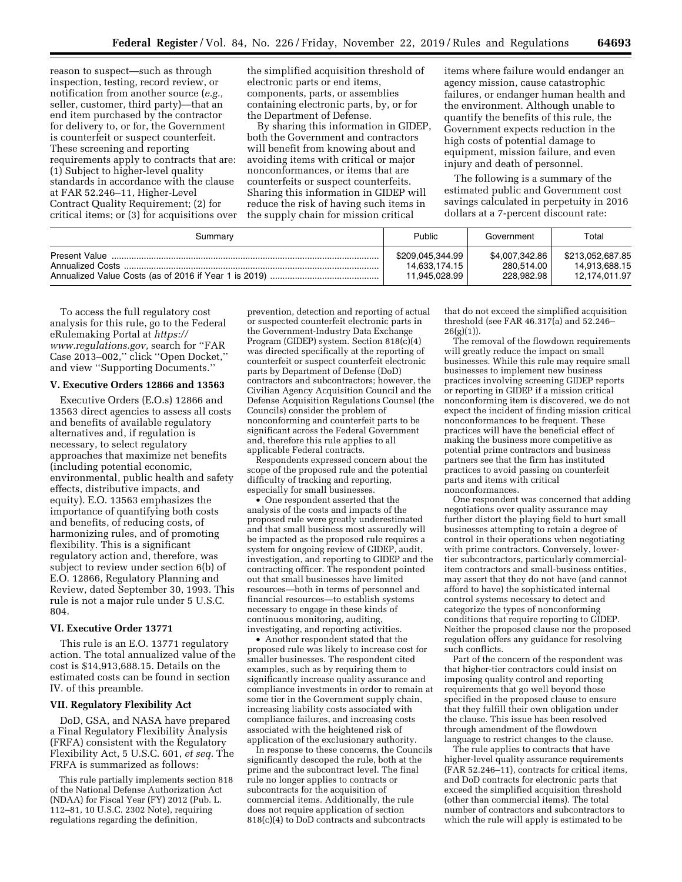reason to suspect—such as through inspection, testing, record review, or notification from another source (*e.g.,* seller, customer, third party)—that an end item purchased by the contractor for delivery to, or for, the Government is counterfeit or suspect counterfeit. These screening and reporting requirements apply to contracts that are: (1) Subject to higher-level quality standards in accordance with the clause at FAR 52.246–11, Higher-Level Contract Quality Requirement; (2) for critical items; or (3) for acquisitions over the simplified acquisition threshold of electronic parts or end items, components, parts, or assemblies containing electronic parts, by, or for the Department of Defense.

By sharing this information in GIDEP, both the Government and contractors will benefit from knowing about and avoiding items with critical or major nonconformances, or items that are counterfeits or suspect counterfeits. Sharing this information in GIDEP will reduce the risk of having such items in the supply chain for mission critical items where failure would endanger an agency mission, cause catastrophic failures, or endanger human health and the environment. Although unable to quantify the benefits of this rule, the Government expects reduction in the high costs of potential damage to equipment, mission failure, and even injury and death of personnel.

The following is a summary of the estimated public and Government cost savings calculated in perpetuity in 2016 dollars at a 7-percent discount rate:

| Summary | Public | Government | Total |
| --- | --- | --- | --- |
| Present Value | $209,045,344.99 | $4,007,342.86 | $213,052,687.85 |
| Annualized Costs | 14,633,174.15 | 280,514.00 | 14,913,688.15 |
| Annualized Value Costs (as of 2016 if Year 1 is 2019) | 11,945,028.99 | 228,982.98 | 12,174,011.97 |

To access the full regulatory cost analysis for this rule, go to the Federal eRulemaking Portal at *https://www.regulations.gov,* search for ''FAR Case 2013–002,'' click ''Open Docket,'' and view ''Supporting Documents.''

### V. Executive Orders 12866 and 13563

Executive Orders (E.O.s) 12866 and 13563 direct agencies to assess all costs and benefits of available regulatory alternatives and, if regulation is necessary, to select regulatory approaches that maximize net benefits (including potential economic, environmental, public health and safety effects, distributive impacts, and equity). E.O. 13563 emphasizes the importance of quantifying both costs and benefits, of reducing costs, of harmonizing rules, and of promoting flexibility. This is a significant regulatory action and, therefore, was subject to review under section 6(b) of E.O. 12866, Regulatory Planning and Review, dated September 30, 1993. This rule is not a major rule under 5 U.S.C. 804.

### VI. Executive Order 13771

This rule is an E.O. 13771 regulatory action. The total annualized value of the cost is $14,913,688.15. Details on the estimated costs can be found in section IV. of this preamble.

### VII. Regulatory Flexibility Act

DoD, GSA, and NASA have prepared a Final Regulatory Flexibility Analysis (FRFA) consistent with the Regulatory Flexibility Act, 5 U.S.C. 601, *et seq.* The FRFA is summarized as follows:

This rule partially implements section 818 of the National Defense Authorization Act (NDAA) for Fiscal Year (FY) 2012 (Pub. L. 112–81, 10 U.S.C. 2302 Note), requiring regulations regarding the definition, prevention, detection and reporting of actual or suspected counterfeit electronic parts in the Government-Industry Data Exchange Program (GIDEP) system. Section 818(c)(4) was directed specifically at the reporting of counterfeit or suspect counterfeit electronic parts by Department of Defense (DoD) contractors and subcontractors; however, the Civilian Agency Acquisition Council and the Defense Acquisition Regulations Counsel (the Councils) consider the problem of nonconforming and counterfeit parts to be significant across the Federal Government and, therefore this rule applies to all applicable Federal contracts.

Respondents expressed concern about the scope of the proposed rule and the potential difficulty of tracking and reporting, especially for small businesses.

- One respondent asserted that the analysis of the costs and impacts of the proposed rule were greatly underestimated and that small business most assuredly will be impacted as the proposed rule requires a system for ongoing review of GIDEP, audit, investigation, and reporting to GIDEP and the contracting officer. The respondent pointed out that small businesses have limited resources—both in terms of personnel and financial resources—to establish systems necessary to engage in these kinds of continuous monitoring, auditing, investigating, and reporting activities.
- Another respondent stated that the proposed rule was likely to increase cost for smaller businesses. The respondent cited examples, such as by requiring them to significantly increase quality assurance and compliance investments in order to remain at some tier in the Government supply chain, increasing liability costs associated with compliance failures, and increasing costs associated with the heightened risk of application of the exclusionary authority.

In response to these concerns, the Councils significantly descoped the rule, both at the prime and the subcontract level. The final rule no longer applies to contracts or subcontracts for the acquisition of commercial items. Additionally, the rule does not require application of section 818(c)(4) to DoD contracts and subcontracts that do not exceed the simplified acquisition threshold (see FAR 46.317(a) and 52.246–26(g)(1)).

The removal of the flowdown requirements will greatly reduce the impact on small businesses. While this rule may require small businesses to implement new business practices involving screening GIDEP reports or reporting in GIDEP if a mission critical nonconforming item is discovered, we do not expect the incident of finding mission critical nonconformances to be frequent. These practices will have the beneficial effect of making the business more competitive as potential prime contractors and business partners see that the firm has instituted practices to avoid passing on counterfeit parts and items with critical nonconformances.

One respondent was concerned that adding negotiations over quality assurance may further distort the playing field to hurt small businesses attempting to retain a degree of control in their operations when negotiating with prime contractors. Conversely, lower-tier subcontractors, particularly commercial-item contractors and small-business entities, may assert that they do not have (and cannot afford to have) the sophisticated internal control systems necessary to detect and categorize the types of nonconforming conditions that require reporting to GIDEP. Neither the proposed clause nor the proposed regulation offers any guidance for resolving such conflicts.

Part of the concern of the respondent was that higher-tier contractors could insist on imposing quality control and reporting requirements that go well beyond those specified in the proposed clause to ensure that they fulfill their own obligation under the clause. This issue has been resolved through amendment of the flowdown language to restrict changes to the clause.

The rule applies to contracts that have higher-level quality assurance requirements (FAR 52.246–11), contracts for critical items, and DoD contracts for electronic parts that exceed the simplified acquisition threshold (other than commercial items). The total number of contractors and subcontractors to which the rule will apply is estimated to be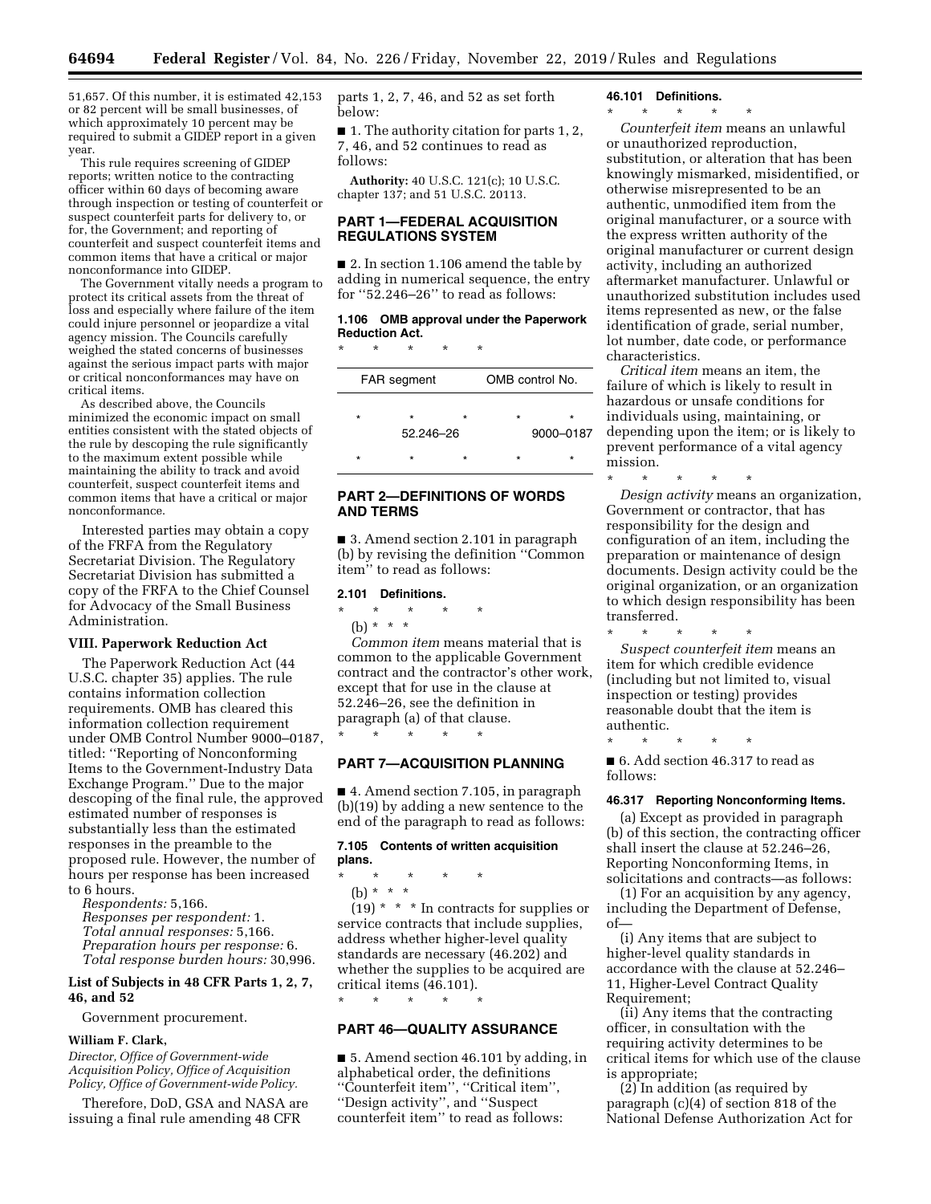51,657. Of this number, it is estimated 42,153 or 82 percent will be small businesses, of which approximately 10 percent may be required to submit a GIDEP report in a given year.

This rule requires screening of GIDEP reports; written notice to the contracting officer within 60 days of becoming aware through inspection or testing of counterfeit or suspect counterfeit parts for delivery to, or for, the Government; and reporting of counterfeit and suspect counterfeit items and common items that have a critical or major nonconformance into GIDEP.

The Government vitally needs a program to protect its critical assets from the threat of loss and especially where failure of the item could injure personnel or jeopardize a vital agency mission. The Councils carefully weighed the stated concerns of businesses against the serious impact parts with major or critical nonconformances may have on critical items.

As described above, the Councils minimized the economic impact on small entities consistent with the stated objects of the rule by descoping the rule significantly to the maximum extent possible while maintaining the ability to track and avoid counterfeit, suspect counterfeit items and common items that have a critical or major nonconformance.

Interested parties may obtain a copy of the FRFA from the Regulatory Secretariat Division. The Regulatory Secretariat Division has submitted a copy of the FRFA to the Chief Counsel for Advocacy of the Small Business Administration.

### VIII. Paperwork Reduction Act

The Paperwork Reduction Act (44 U.S.C. chapter 35) applies. The rule contains information collection requirements. OMB has cleared this information collection requirement under OMB Control Number 9000–0187, titled: ''Reporting of Nonconforming Items to the Government-Industry Data Exchange Program.'' Due to the major descoping of the final rule, the approved estimated number of responses is substantially less than the estimated responses in the preamble to the proposed rule. However, the number of hours per response has been increased to 6 hours.

*Respondents:* 5,166.
*Responses per respondent:* 1.
*Total annual responses:* 5,166.
*Preparation hours per response:* 6.
*Total response burden hours:* 30,996.

### List of Subjects in 48 CFR Parts 1, 2, 7, 46, and 52

Government procurement.

**William F. Clark,**
*Director, Office of Government-wide Acquisition Policy, Office of Acquisition Policy, Office of Government-wide Policy.*

Therefore, DoD, GSA and NASA are issuing a final rule amending 48 CFR parts 1, 2, 7, 46, and 52 as set forth below:

■ 1. The authority citation for parts 1, 2, 7, 46, and 52 continues to read as follows:

**Authority:** 40 U.S.C. 121(c); 10 U.S.C. chapter 137; and 51 U.S.C. 20113.

## PART 1—FEDERAL ACQUISITION REGULATIONS SYSTEM

■ 2. In section 1.106 amend the table by adding in numerical sequence, the entry for ''52.246–26'' to read as follows:

#### 1.106 OMB approval under the Paperwork Reduction Act.

\* \* \* \* \*

| FAR segment | OMB control No. |
|---|---|
| \* \* \* | \* \* |
| 52.246–26 | 9000–0187 |
| \* \* \* | \* \* |

## PART 2—DEFINITIONS OF WORDS AND TERMS

■ 3. Amend section 2.101 in paragraph (b) by revising the definition ''Common item'' to read as follows:

#### 2.101 Definitions.

\* \* \* \* \*

(b) \* \* \*

*Common item* means material that is common to the applicable Government contract and the contractor's other work, except that for use in the clause at 52.246–26, see the definition in paragraph (a) of that clause.

\* \* \* \* \*

## PART 7—ACQUISITION PLANNING

■ 4. Amend section 7.105, in paragraph (b)(19) by adding a new sentence to the end of the paragraph to read as follows:

#### 7.105 Contents of written acquisition plans.

\* \* \* \* \*

(b) \* \* \*

(19) \* \* \* In contracts for supplies or service contracts that include supplies, address whether higher-level quality standards are necessary (46.202) and whether the supplies to be acquired are critical items (46.101).

\* \* \* \* \*

## PART 46—QUALITY ASSURANCE

■ 5. Amend section 46.101 by adding, in alphabetical order, the definitions ''Counterfeit item'', ''Critical item'', ''Design activity'', and ''Suspect counterfeit item'' to read as follows:

#### 46.101 Definitions.

\* \* \* \* \*

*Counterfeit item* means an unlawful or unauthorized reproduction, substitution, or alteration that has been knowingly mismarked, misidentified, or otherwise misrepresented to be an authentic, unmodified item from the original manufacturer, or a source with the express written authority of the original manufacturer or current design activity, including an authorized aftermarket manufacturer. Unlawful or unauthorized substitution includes used items represented as new, or the false identification of grade, serial number, lot number, date code, or performance characteristics.

*Critical item* means an item, the failure of which is likely to result in hazardous or unsafe conditions for individuals using, maintaining, or depending upon the item; or is likely to prevent performance of a vital agency mission.

\* \* \* \* \*

*Design activity* means an organization, Government or contractor, that has responsibility for the design and configuration of an item, including the preparation or maintenance of design documents. Design activity could be the original organization, or an organization to which design responsibility has been transferred.

\* \* \* \* \*

*Suspect counterfeit item* means an item for which credible evidence (including but not limited to, visual inspection or testing) provides reasonable doubt that the item is authentic.

\* \* \* \* \*

■ 6. Add section 46.317 to read as follows:

#### 46.317 Reporting Nonconforming Items.

(a) Except as provided in paragraph (b) of this section, the contracting officer shall insert the clause at 52.246–26, Reporting Nonconforming Items, in solicitations and contracts—as follows:

(1) For an acquisition by any agency, including the Department of Defense, of—

(i) Any items that are subject to higher-level quality standards in accordance with the clause at 52.246–11, Higher-Level Contract Quality Requirement;

(ii) Any items that the contracting officer, in consultation with the requiring activity determines to be critical items for which use of the clause is appropriate;

(2) In addition (as required by paragraph (c)(4) of section 818 of the National Defense Authorization Act for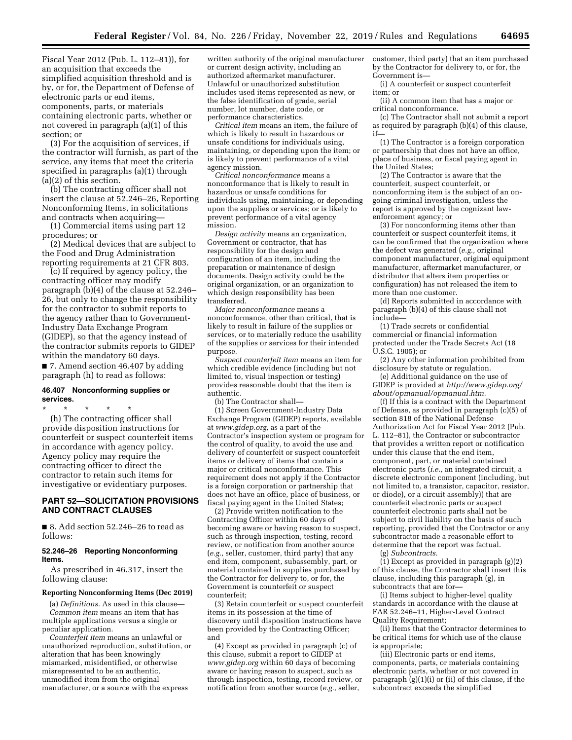Fiscal Year 2012 (Pub. L. 112–81)), for an acquisition that exceeds the simplified acquisition threshold and is by, or for, the Department of Defense of electronic parts or end items, components, parts, or materials containing electronic parts, whether or not covered in paragraph (a)(1) of this section; or

(3) For the acquisition of services, if the contractor will furnish, as part of the service, any items that meet the criteria specified in paragraphs (a)(1) through (a)(2) of this section.

(b) The contracting officer shall not insert the clause at 52.246–26, Reporting Nonconforming Items, in solicitations and contracts when acquiring—

(1) Commercial items using part 12 procedures; or

(2) Medical devices that are subject to the Food and Drug Administration reporting requirements at 21 CFR 803.

(c) If required by agency policy, the contracting officer may modify paragraph (b)(4) of the clause at 52.246–26, but only to change the responsibility for the contractor to submit reports to the agency rather than to Government-Industry Data Exchange Program (GIDEP), so that the agency instead of the contractor submits reports to GIDEP within the mandatory 60 days.

■ 7. Amend section 46.407 by adding paragraph (h) to read as follows:

### 46.407 Nonconforming supplies or services.

\* \* \* \* \*

(h) The contracting officer shall provide disposition instructions for counterfeit or suspect counterfeit items in accordance with agency policy. Agency policy may require the contracting officer to direct the contractor to retain such items for investigative or evidentiary purposes.

## PART 52—SOLICITATION PROVISIONS AND CONTRACT CLAUSES

■ 8. Add section 52.246–26 to read as follows:

### 52.246–26 Reporting Nonconforming Items.

As prescribed in 46.317, insert the following clause:

**Reporting Nonconforming Items (Dec 2019)**

(a) *Definitions.* As used in this clause—

*Common item* means an item that has multiple applications versus a single or peculiar application.

*Counterfeit item* means an unlawful or unauthorized reproduction, substitution, or alteration that has been knowingly mismarked, misidentified, or otherwise misrepresented to be an authentic, unmodified item from the original manufacturer, or a source with the express written authority of the original manufacturer or current design activity, including an authorized aftermarket manufacturer. Unlawful or unauthorized substitution includes used items represented as new, or the false identification of grade, serial number, lot number, date code, or performance characteristics.

*Critical item* means an item, the failure of which is likely to result in hazardous or unsafe conditions for individuals using, maintaining, or depending upon the item; or is likely to prevent performance of a vital agency mission.

*Critical nonconformance* means a nonconformance that is likely to result in hazardous or unsafe conditions for individuals using, maintaining, or depending upon the supplies or services; or is likely to prevent performance of a vital agency mission.

*Design activity* means an organization, Government or contractor, that has responsibility for the design and configuration of an item, including the preparation or maintenance of design documents. Design activity could be the original organization, or an organization to which design responsibility has been transferred.

*Major nonconformance* means a nonconformance, other than critical, that is likely to result in failure of the supplies or services, or to materially reduce the usability of the supplies or services for their intended purpose.

*Suspect counterfeit item* means an item for which credible evidence (including but not limited to, visual inspection or testing) provides reasonable doubt that the item is authentic.

(b) The Contractor shall—

(1) Screen Government-Industry Data Exchange Program (GIDEP) reports, available at *www.gidep.org,* as a part of the Contractor's inspection system or program for the control of quality, to avoid the use and delivery of counterfeit or suspect counterfeit items or delivery of items that contain a major or critical nonconformance. This requirement does not apply if the Contractor is a foreign corporation or partnership that does not have an office, place of business, or fiscal paying agent in the United States;

(2) Provide written notification to the Contracting Officer within 60 days of becoming aware or having reason to suspect, such as through inspection, testing, record review, or notification from another source (*e.g.,* seller, customer, third party) that any end item, component, subassembly, part, or material contained in supplies purchased by the Contractor for delivery to, or for, the Government is counterfeit or suspect counterfeit;

(3) Retain counterfeit or suspect counterfeit items in its possession at the time of discovery until disposition instructions have been provided by the Contracting Officer; and

(4) Except as provided in paragraph (c) of this clause, submit a report to GIDEP at *www.gidep.org* within 60 days of becoming aware or having reason to suspect, such as through inspection, testing, record review, or notification from another source (*e.g.,* seller, customer, third party) that an item purchased by the Contractor for delivery to, or for, the Government is—

(i) A counterfeit or suspect counterfeit item; or

(ii) A common item that has a major or critical nonconformance.

(c) The Contractor shall not submit a report as required by paragraph (b)(4) of this clause, if—

(1) The Contractor is a foreign corporation or partnership that does not have an office, place of business, or fiscal paying agent in the United States;

(2) The Contractor is aware that the counterfeit, suspect counterfeit, or nonconforming item is the subject of an on-going criminal investigation, unless the report is approved by the cognizant law-enforcement agency; or

(3) For nonconforming items other than counterfeit or suspect counterfeit items, it can be confirmed that the organization where the defect was generated (*e.g.,* original component manufacturer, original equipment manufacturer, aftermarket manufacturer, or distributor that alters item properties or configuration) has not released the item to more than one customer.

(d) Reports submitted in accordance with paragraph (b)(4) of this clause shall not include—

(1) Trade secrets or confidential commercial or financial information protected under the Trade Secrets Act (18 U.S.C. 1905); or

(2) Any other information prohibited from disclosure by statute or regulation.

(e) Additional guidance on the use of GIDEP is provided at *http://www.gidep.org/about/opmanual/opmanual.htm.*

(f) If this is a contract with the Department of Defense, as provided in paragraph (c)(5) of section 818 of the National Defense Authorization Act for Fiscal Year 2012 (Pub. L. 112–81), the Contractor or subcontractor that provides a written report or notification under this clause that the end item, component, part, or material contained electronic parts (*i.e.,* an integrated circuit, a discrete electronic component (including, but not limited to, a transistor, capacitor, resistor, or diode), or a circuit assembly)) that are counterfeit electronic parts or suspect counterfeit electronic parts shall not be subject to civil liability on the basis of such reporting, provided that the Contractor or any subcontractor made a reasonable effort to determine that the report was factual.

(g) *Subcontracts.*

(1) Except as provided in paragraph (g)(2) of this clause, the Contractor shall insert this clause, including this paragraph (g), in subcontracts that are for—

(i) Items subject to higher-level quality standards in accordance with the clause at FAR 52.246–11, Higher-Level Contract Quality Requirement;

(ii) Items that the Contractor determines to be critical items for which use of the clause is appropriate;

(iii) Electronic parts or end items, components, parts, or materials containing electronic parts, whether or not covered in paragraph (g)(1)(i) or (ii) of this clause, if the subcontract exceeds the simplified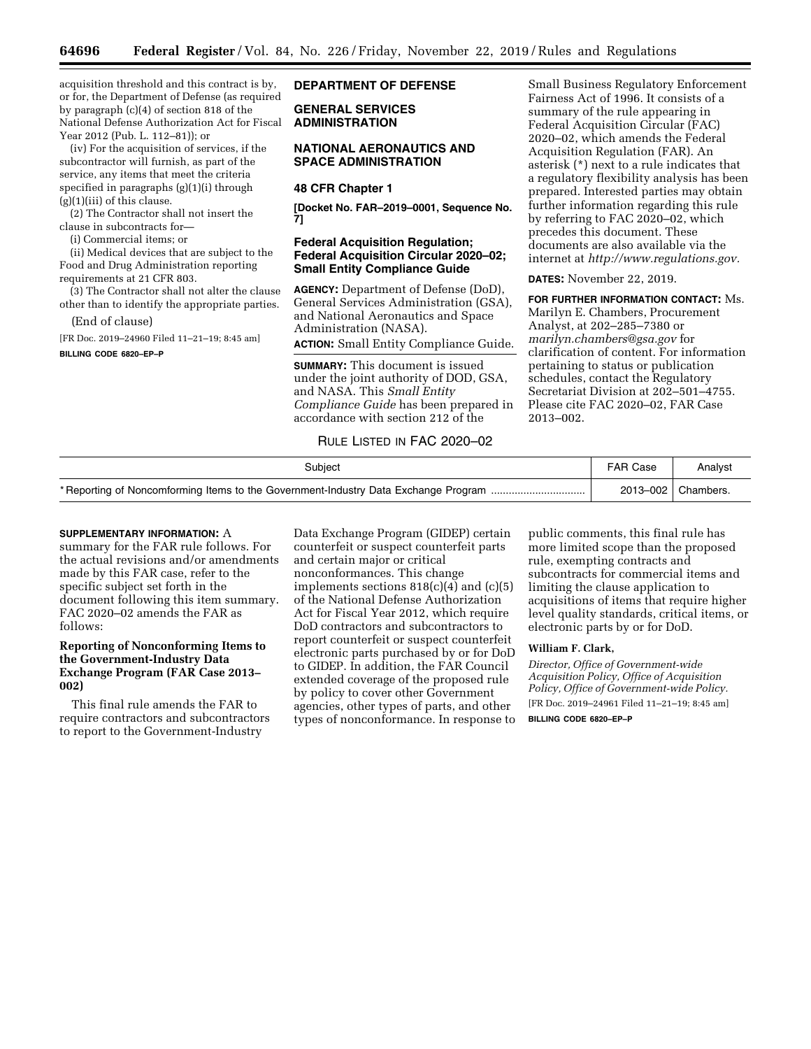acquisition threshold and this contract is by, or for, the Department of Defense (as required by paragraph (c)(4) of section 818 of the National Defense Authorization Act for Fiscal Year 2012 (Pub. L. 112–81)); or

(iv) For the acquisition of services, if the subcontractor will furnish, as part of the service, any items that meet the criteria specified in paragraphs (g)(1)(i) through (g)(1)(iii) of this clause.

(2) The Contractor shall not insert the clause in subcontracts for—

(i) Commercial items; or

(ii) Medical devices that are subject to the Food and Drug Administration reporting requirements at 21 CFR 803.

(3) The Contractor shall not alter the clause other than to identify the appropriate parties.

(End of clause)

[FR Doc. 2019–24960 Filed 11–21–19; 8:45 am]

**BILLING CODE 6820–EP–P**

## DEPARTMENT OF DEFENSE

## GENERAL SERVICES ADMINISTRATION

## NATIONAL AERONAUTICS AND SPACE ADMINISTRATION

### 48 CFR Chapter 1

**[Docket No. FAR–2019–0001, Sequence No. 7]**

### Federal Acquisition Regulation; Federal Acquisition Circular 2020–02; Small Entity Compliance Guide

**AGENCY:** Department of Defense (DoD), General Services Administration (GSA), and National Aeronautics and Space Administration (NASA).

**ACTION:** Small Entity Compliance Guide.

**SUMMARY:** This document is issued under the joint authority of DOD, GSA, and NASA. This *Small Entity Compliance Guide* has been prepared in accordance with section 212 of the Small Business Regulatory Enforcement Fairness Act of 1996. It consists of a summary of the rule appearing in Federal Acquisition Circular (FAC) 2020–02, which amends the Federal Acquisition Regulation (FAR). An asterisk (*) next to a rule indicates that a regulatory flexibility analysis has been prepared. Interested parties may obtain further information regarding this rule by referring to FAC 2020–02, which precedes this document. These documents are also available via the internet at *http://www.regulations.gov.*

**DATES:** November 22, 2019.

**FOR FURTHER INFORMATION CONTACT:** Ms. Marilyn E. Chambers, Procurement Analyst, at 202–285–7380 or *marilyn.chambers@gsa.gov* for clarification of content. For information pertaining to status or publication schedules, contact the Regulatory Secretariat Division at 202–501–4755. Please cite FAC 2020–02, FAR Case 2013–002.

RULE LISTED IN FAC 2020–02

| Subject | FAR Case | Analyst |
|---|---|---|
| *Reporting of Noncomforming Items to the Government-Industry Data Exchange Program | 2013–002 | Chambers. |

**SUPPLEMENTARY INFORMATION:** A summary for the FAR rule follows. For the actual revisions and/or amendments made by this FAR case, refer to the specific subject set forth in the document following this item summary. FAC 2020–02 amends the FAR as follows:

### Reporting of Nonconforming Items to the Government-Industry Data Exchange Program (FAR Case 2013–002)

This final rule amends the FAR to require contractors and subcontractors to report to the Government-Industry Data Exchange Program (GIDEP) certain counterfeit or suspect counterfeit parts and certain major or critical nonconformances. This change implements sections 818(c)(4) and (c)(5) of the National Defense Authorization Act for Fiscal Year 2012, which require DoD contractors and subcontractors to report counterfeit or suspect counterfeit electronic parts purchased by or for DoD to GIDEP. In addition, the FAR Council extended coverage of the proposed rule by policy to cover other Government agencies, other types of parts, and other types of nonconformance. In response to public comments, this final rule has more limited scope than the proposed rule, exempting contracts and subcontracts for commercial items and limiting the clause application to acquisitions of items that require higher level quality standards, critical items, or electronic parts by or for DoD.

**William F. Clark,**

*Director, Office of Government-wide Acquisition Policy, Office of Acquisition Policy, Office of Government-wide Policy.*

[FR Doc. 2019–24961 Filed 11–21–19; 8:45 am]

**BILLING CODE 6820–EP–P**